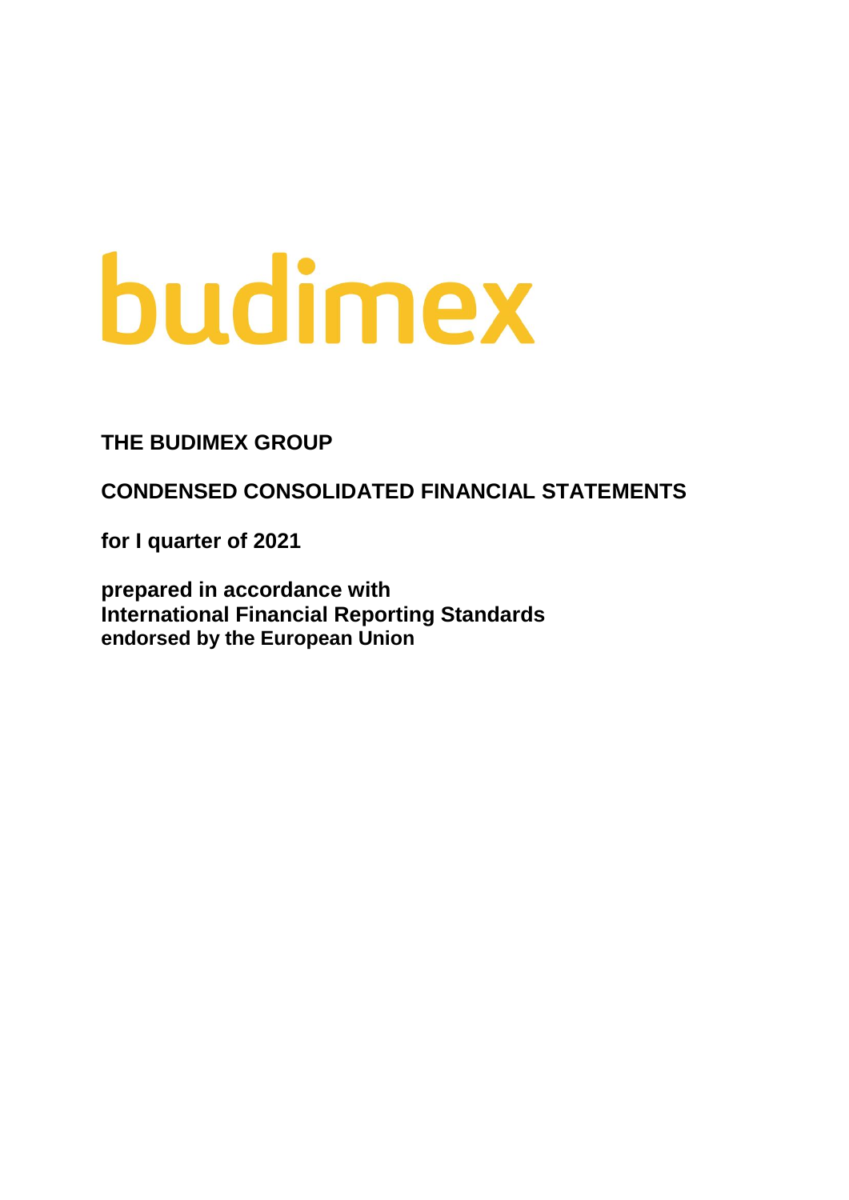budimex

# THE BUDIMEX GROUP

## CONDENSED CONSOLIDATED FINANCIAL STATEMENTS

**for I quarter of 2021**

**prepared in accordance with**
**International Financial Reporting Standards**
**endorsed by the European Union**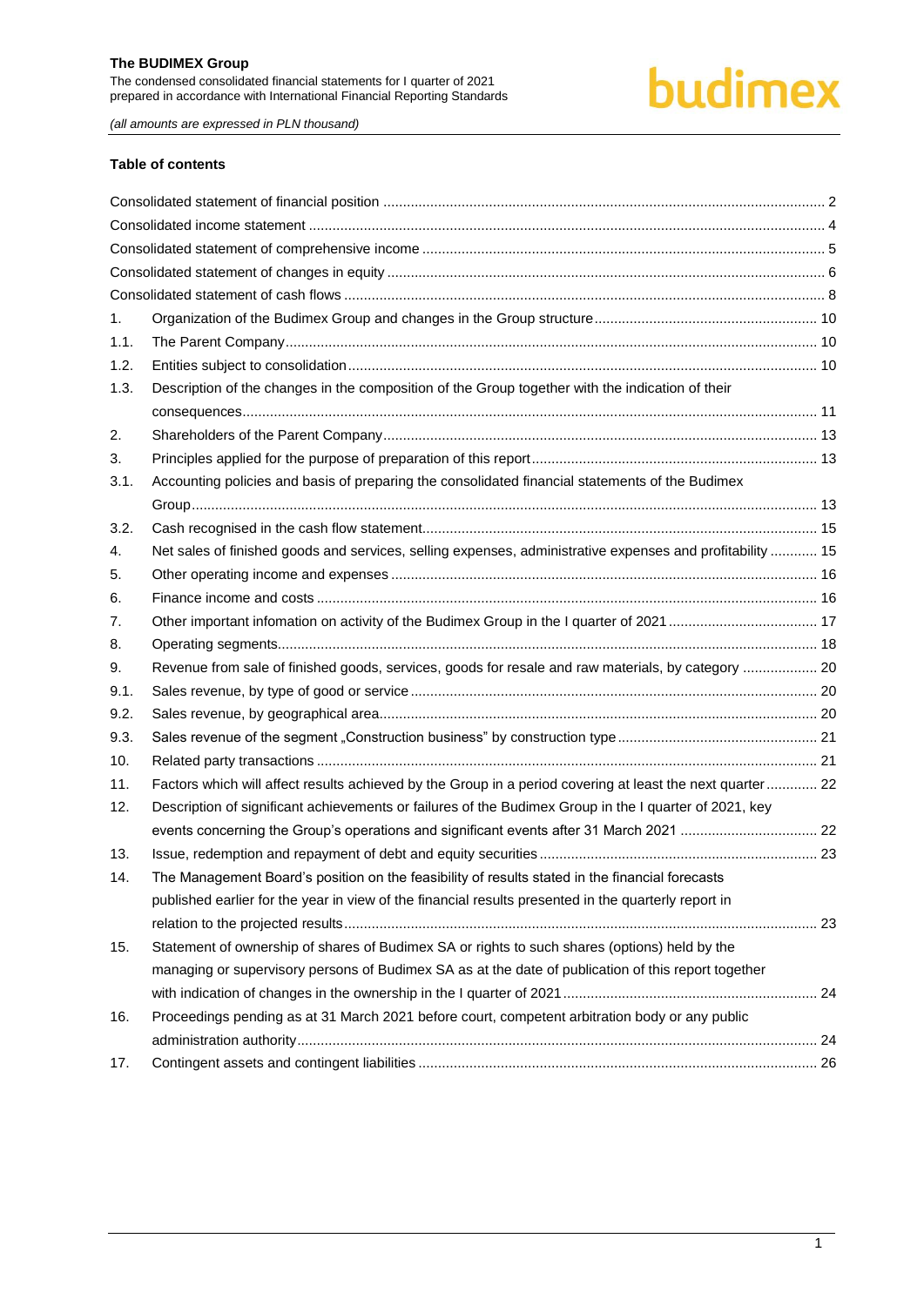**Table of contents**

| | | |
|---|---|---|
| Consolidated statement of financial position | | 2 |
| Consolidated income statement | | 4 |
| Consolidated statement of comprehensive income | | 5 |
| Consolidated statement of changes in equity | | 6 |
| Consolidated statement of cash flows | | 8 |
| 1. | Organization of the Budimex Group and changes in the Group structure | 10 |
| 1.1. | The Parent Company | 10 |
| 1.2. | Entities subject to consolidation | 10 |
| 1.3. | Description of the changes in the composition of the Group together with the indication of their consequences | 11 |
| 2. | Shareholders of the Parent Company | 13 |
| 3. | Principles applied for the purpose of preparation of this report | 13 |
| 3.1. | Accounting policies and basis of preparing the consolidated financial statements of the Budimex Group | 13 |
| 3.2. | Cash recognised in the cash flow statement | 15 |
| 4. | Net sales of finished goods and services, selling expenses, administrative expenses and profitability | 15 |
| 5. | Other operating income and expenses | 16 |
| 6. | Finance income and costs | 16 |
| 7. | Other important infomation on activity of the Budimex Group in the I quarter of 2021 | 17 |
| 8. | Operating segments | 18 |
| 9. | Revenue from sale of finished goods, services, goods for resale and raw materials, by category | 20 |
| 9.1. | Sales revenue, by type of good or service | 20 |
| 9.2. | Sales revenue, by geographical area | 20 |
| 9.3. | Sales revenue of the segment „Construction business" by construction type | 21 |
| 10. | Related party transactions | 21 |
| 11. | Factors which will affect results achieved by the Group in a period covering at least the next quarter | 22 |
| 12. | Description of significant achievements or failures of the Budimex Group in the I quarter of 2021, key events concerning the Group's operations and significant events after 31 March 2021 | 22 |
| 13. | Issue, redemption and repayment of debt and equity securities | 23 |
| 14. | The Management Board's position on the feasibility of results stated in the financial forecasts published earlier for the year in view of the financial results presented in the quarterly report in relation to the projected results | 23 |
| 15. | Statement of ownership of shares of Budimex SA or rights to such shares (options) held by the managing or supervisory persons of Budimex SA as at the date of publication of this report together with indication of changes in the ownership in the I quarter of 2021 | 24 |
| 16. | Proceedings pending as at 31 March 2021 before court, competent arbitration body or any public administration authority | 24 |
| 17. | Contingent assets and contingent liabilities | 26 |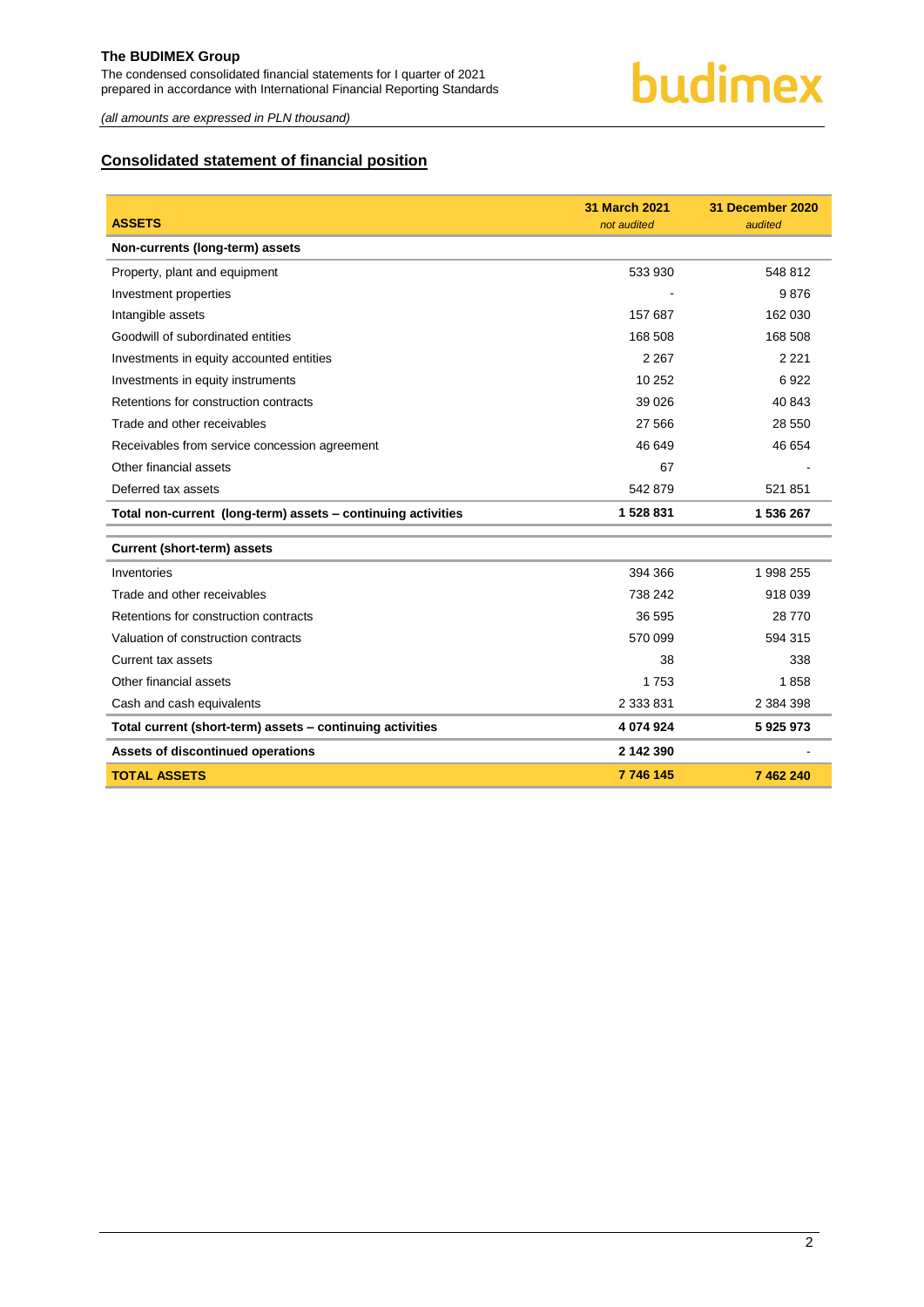## Consolidated statement of financial position

| ASSETS | 31 March 2021<br>*not audited* | 31 December 2020<br>*audited* |
|---|---|---|
| **Non-currents (long-term) assets** | | |
| Property, plant and equipment | 533 930 | 548 812 |
| Investment properties | - | 9 876 |
| Intangible assets | 157 687 | 162 030 |
| Goodwill of subordinated entities | 168 508 | 168 508 |
| Investments in equity accounted entities | 2 267 | 2 221 |
| Investments in equity instruments | 10 252 | 6 922 |
| Retentions for construction contracts | 39 026 | 40 843 |
| Trade and other receivables | 27 566 | 28 550 |
| Receivables from service concession agreement | 46 649 | 46 654 |
| Other financial assets | 67 | - |
| Deferred tax assets | 542 879 | 521 851 |
| **Total non-current (long-term) assets – continuing activities** | **1 528 831** | **1 536 267** |
| **Current (short-term) assets** | | |
| Inventories | 394 366 | 1 998 255 |
| Trade and other receivables | 738 242 | 918 039 |
| Retentions for construction contracts | 36 595 | 28 770 |
| Valuation of construction contracts | 570 099 | 594 315 |
| Current tax assets | 38 | 338 |
| Other financial assets | 1 753 | 1 858 |
| Cash and cash equivalents | 2 333 831 | 2 384 398 |
| **Total current (short-term) assets – continuing activities** | **4 074 924** | **5 925 973** |
| **Assets of discontinued operations** | **2 142 390** | - |
| **TOTAL ASSETS** | **7 746 145** | **7 462 240** |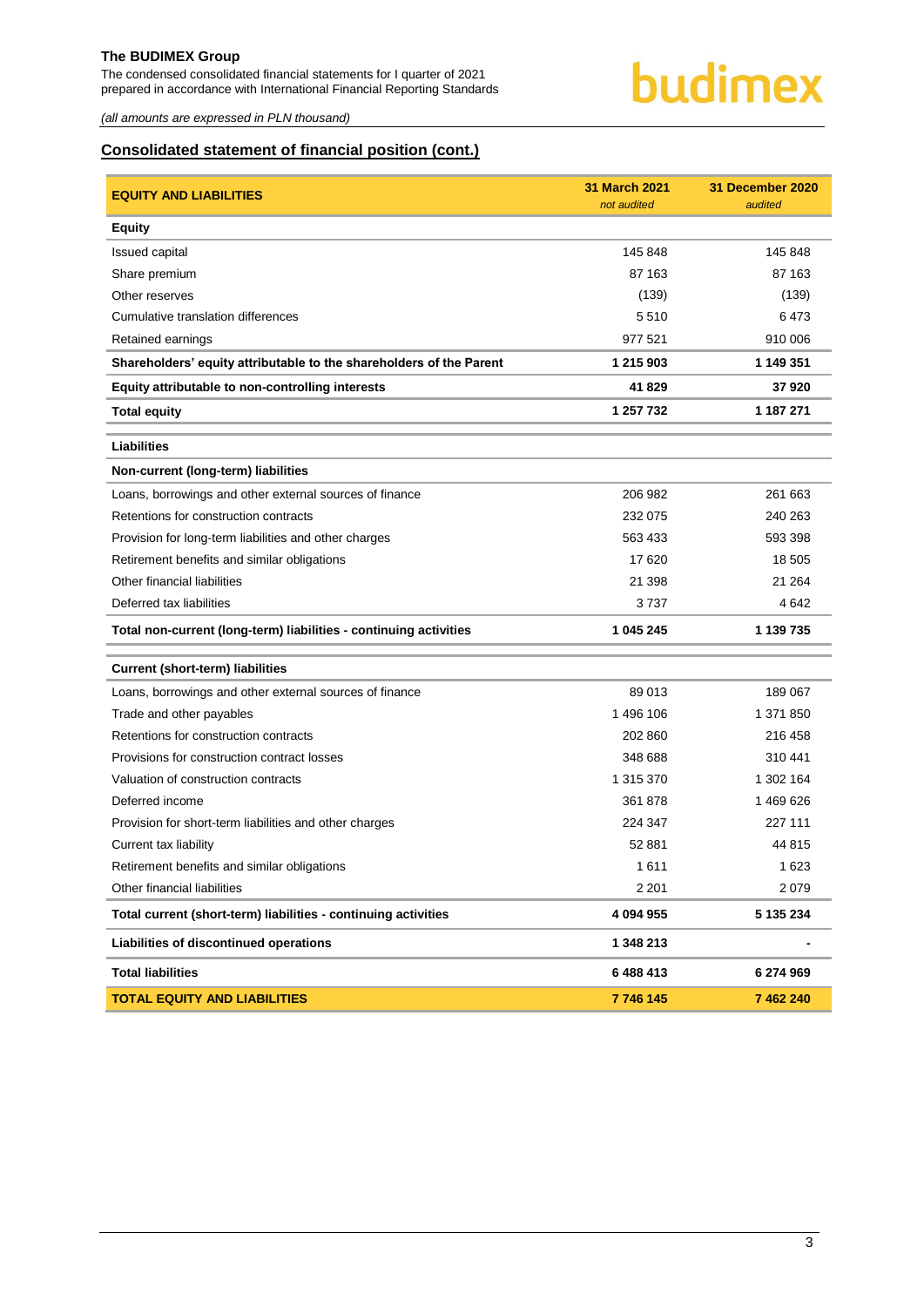*(all amounts are expressed in PLN thousand)*

## Consolidated statement of financial position (cont.)

| EQUITY AND LIABILITIES | 31 March 2021<br>*not audited* | 31 December 2020<br>*audited* |
|---|---|---|
| **Equity** | | |
| Issued capital | 145 848 | 145 848 |
| Share premium | 87 163 | 87 163 |
| Other reserves | (139) | (139) |
| Cumulative translation differences | 5 510 | 6 473 |
| Retained earnings | 977 521 | 910 006 |
| **Shareholders' equity attributable to the shareholders of the Parent** | **1 215 903** | **1 149 351** |
| **Equity attributable to non-controlling interests** | **41 829** | **37 920** |
| **Total equity** | **1 257 732** | **1 187 271** |
| **Liabilities** | | |
| **Non-current (long-term) liabilities** | | |
| Loans, borrowings and other external sources of finance | 206 982 | 261 663 |
| Retentions for construction contracts | 232 075 | 240 263 |
| Provision for long-term liabilities and other charges | 563 433 | 593 398 |
| Retirement benefits and similar obligations | 17 620 | 18 505 |
| Other financial liabilities | 21 398 | 21 264 |
| Deferred tax liabilities | 3 737 | 4 642 |
| **Total non-current (long-term) liabilities - continuing activities** | **1 045 245** | **1 139 735** |
| **Current (short-term) liabilities** | | |
| Loans, borrowings and other external sources of finance | 89 013 | 189 067 |
| Trade and other payables | 1 496 106 | 1 371 850 |
| Retentions for construction contracts | 202 860 | 216 458 |
| Provisions for construction contract losses | 348 688 | 310 441 |
| Valuation of construction contracts | 1 315 370 | 1 302 164 |
| Deferred income | 361 878 | 1 469 626 |
| Provision for short-term liabilities and other charges | 224 347 | 227 111 |
| Current tax liability | 52 881 | 44 815 |
| Retirement benefits and similar obligations | 1 611 | 1 623 |
| Other financial liabilities | 2 201 | 2 079 |
| **Total current (short-term) liabilities - continuing activities** | **4 094 955** | **5 135 234** |
| **Liabilities of discontinued operations** | **1 348 213** | **-** |
| **Total liabilities** | **6 488 413** | **6 274 969** |
| **TOTAL EQUITY AND LIABILITIES** | **7 746 145** | **7 462 240** |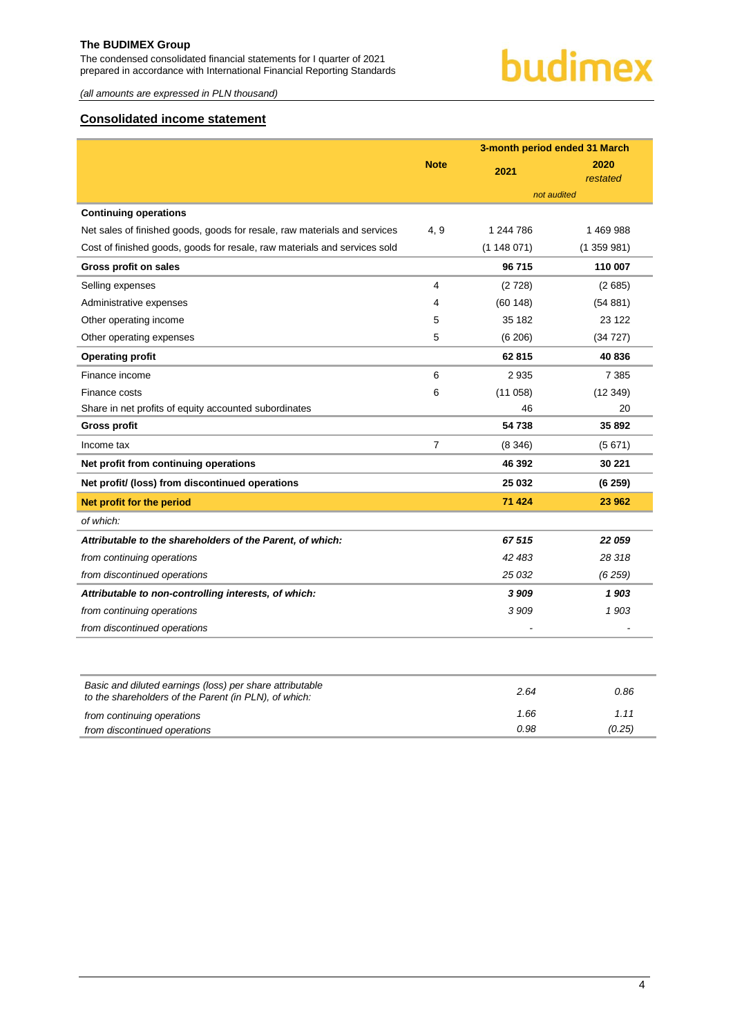## Consolidated income statement

| | Note | 3-month period ended 31 March | |
|---|---|---|---|
| | | 2021 | 2020 *restated* |
| | | *not audited* | |
| **Continuing operations** | | | |
| Net sales of finished goods, goods for resale, raw materials and services | 4, 9 | 1 244 786 | 1 469 988 |
| Cost of finished goods, goods for resale, raw materials and services sold | | (1 148 071) | (1 359 981) |
| **Gross profit on sales** | | **96 715** | **110 007** |
| Selling expenses | 4 | (2 728) | (2 685) |
| Administrative expenses | 4 | (60 148) | (54 881) |
| Other operating income | 5 | 35 182 | 23 122 |
| Other operating expenses | 5 | (6 206) | (34 727) |
| **Operating profit** | | **62 815** | **40 836** |
| Finance income | 6 | 2 935 | 7 385 |
| Finance costs | 6 | (11 058) | (12 349) |
| Share in net profits of equity accounted subordinates | | 46 | 20 |
| **Gross profit** | | **54 738** | **35 892** |
| Income tax | 7 | (8 346) | (5 671) |
| **Net profit from continuing operations** | | **46 392** | **30 221** |
| **Net profit/ (loss) from discontinued operations** | | **25 032** | **(6 259)** |
| **Net profit for the period** | | **71 424** | **23 962** |
| *of which:* | | | |
| ***Attributable to the shareholders of the Parent, of which:*** | | ***67 515*** | ***22 059*** |
| *from continuing operations* | | *42 483* | *28 318* |
| *from discontinued operations* | | *25 032* | *(6 259)* |
| ***Attributable to non-controlling interests, of which:*** | | ***3 909*** | ***1 903*** |
| *from continuing operations* | | *3 909* | *1 903* |
| *from discontinued operations* | | *-* | *-* |

| | | |
|---|---|---|
| *Basic and diluted earnings (loss) per share attributable to the shareholders of the Parent (in PLN), of which:* | *2.64* | *0.86* |
| *from continuing operations* | *1.66* | *1.11* |
| *from discontinued operations* | *0.98* | *(0.25)* |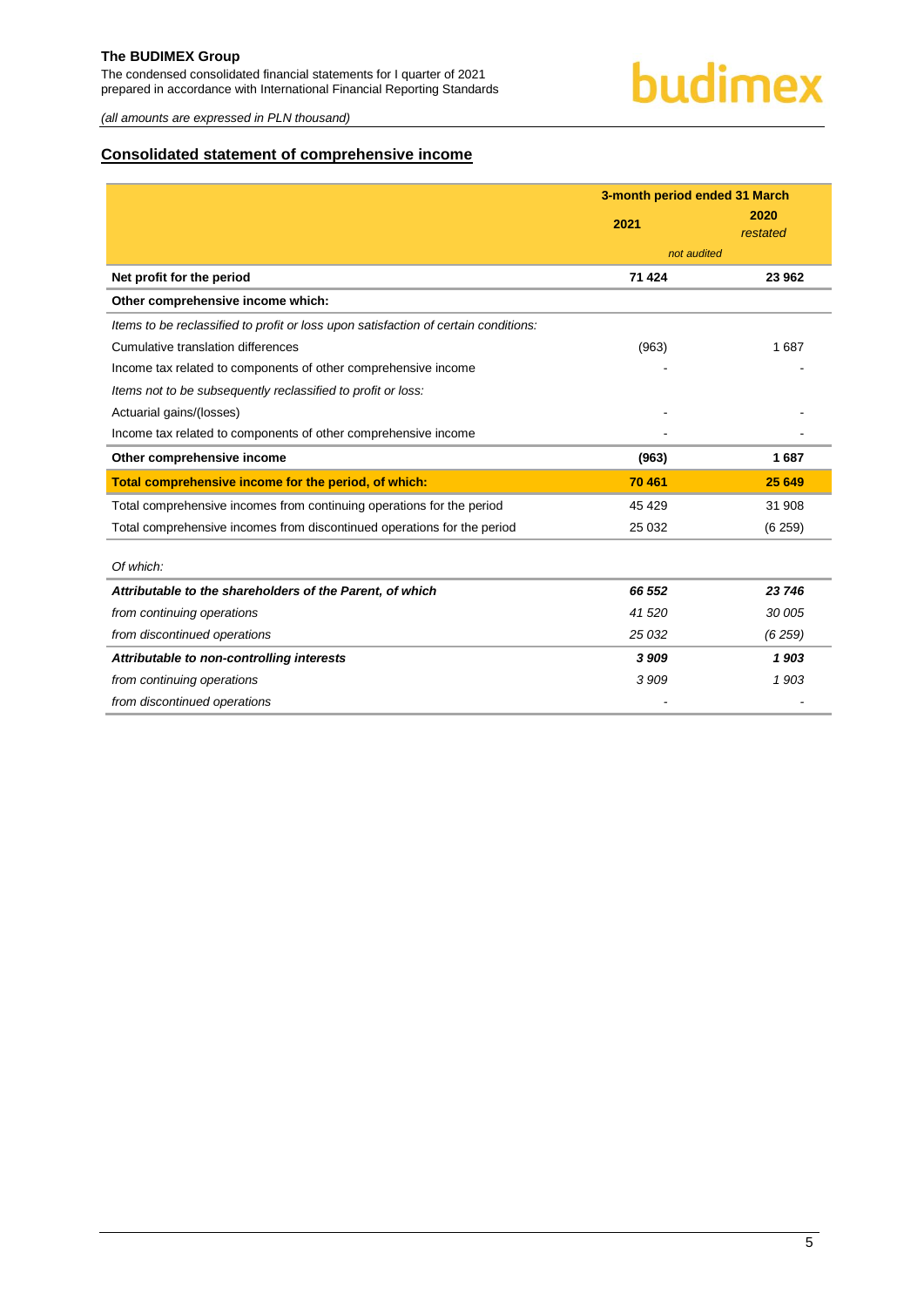## Consolidated statement of comprehensive income

| | 3-month period ended 31 March | |
|---|---|---|
| | 2021 | 2020 *restated* |
| | *not audited* | |
| **Net profit for the period** | **71 424** | **23 962** |
| **Other comprehensive income which:** | | |
| *Items to be reclassified to profit or loss upon satisfaction of certain conditions:* | | |
| Cumulative translation differences | (963) | 1 687 |
| Income tax related to components of other comprehensive income | - | - |
| *Items not to be subsequently reclassified to profit or loss:* | | |
| Actuarial gains/(losses) | - | - |
| Income tax related to components of other comprehensive income | - | - |
| **Other comprehensive income** | **(963)** | **1 687** |
| **Total comprehensive income for the period, of which:** | **70 461** | **25 649** |
| Total comprehensive incomes from continuing operations for the period | 45 429 | 31 908 |
| Total comprehensive incomes from discontinued operations for the period | 25 032 | (6 259) |
| *Of which:* | | |
| ***Attributable to the shareholders of the Parent, of which*** | ***66 552*** | ***23 746*** |
| *from continuing operations* | *41 520* | *30 005* |
| *from discontinued operations* | *25 032* | *(6 259)* |
| ***Attributable to non-controlling interests*** | ***3 909*** | ***1 903*** |
| *from continuing operations* | *3 909* | *1 903* |
| *from discontinued operations* | - | - |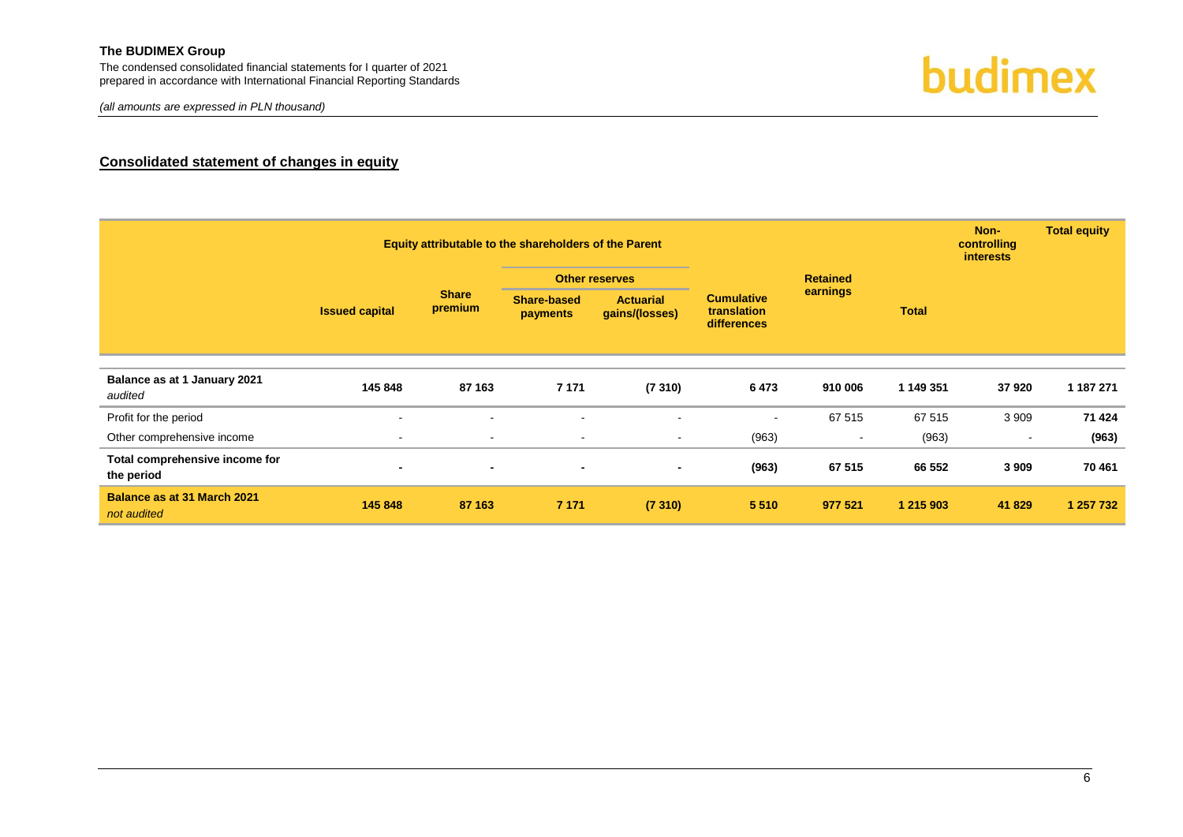## Consolidated statement of changes in equity

| | Equity attributable to the shareholders of the Parent | | | | | | | Non-controlling interests | Total equity |
|---|---|---|---|---|---|---|---|---|---|
| | | | Other reserves | | | | | | |
| | Issued capital | Share premium | Share-based payments | Actuarial gains/(losses) | Cumulative translation differences | Retained earnings | Total | | |
| **Balance as at 1 January 2021** *audited* | **145 848** | **87 163** | **7 171** | **(7 310)** | **6 473** | **910 006** | **1 149 351** | **37 920** | **1 187 271** |
| Profit for the period | - | - | - | - | - | 67 515 | 67 515 | 3 909 | **71 424** |
| Other comprehensive income | - | - | - | - | (963) | - | (963) | - | **(963)** |
| **Total comprehensive income for the period** | **-** | **-** | **-** | **-** | **(963)** | **67 515** | **66 552** | **3 909** | **70 461** |
| **Balance as at 31 March 2021** *not audited* | **145 848** | **87 163** | **7 171** | **(7 310)** | **5 510** | **977 521** | **1 215 903** | **41 829** | **1 257 732** |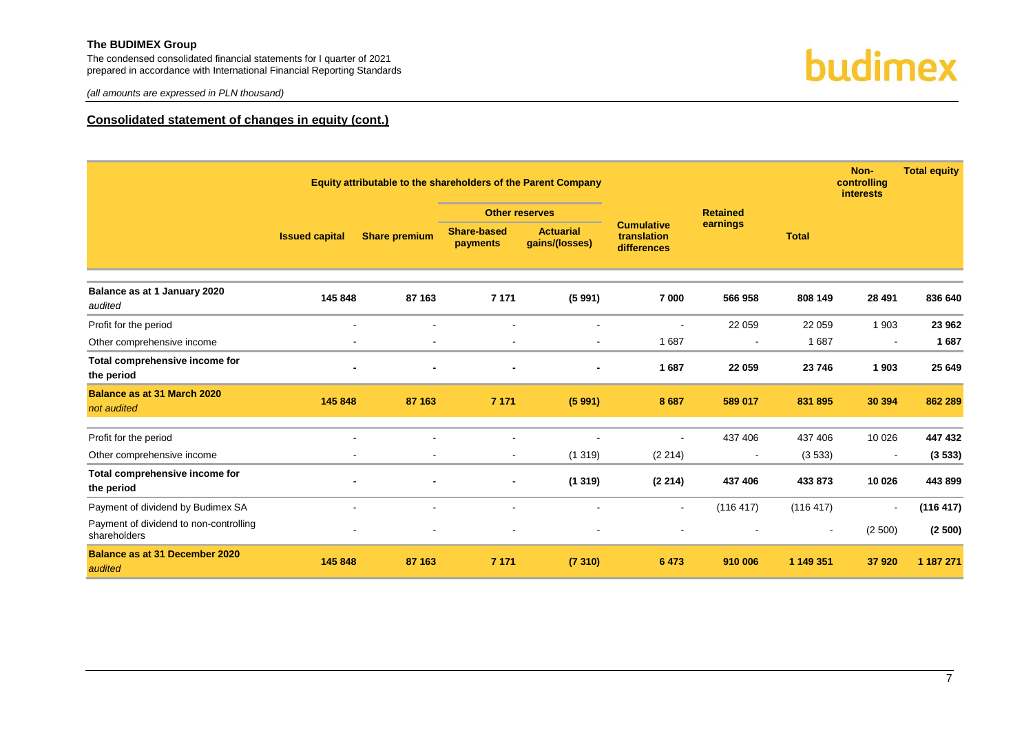## Consolidated statement of changes in equity (cont.)

| | Equity attributable to the shareholders of the Parent Company | | | | | | | Non-controlling interests | Total equity |
|---|---|---|---|---|---|---|---|---|---|
| | | | Other reserves | | | | | | |
| | Issued capital | Share premium | Share-based payments | Actuarial gains/(losses) | Cumulative translation differences | Retained earnings | Total | | |
| **Balance as at 1 January 2020** *audited* | **145 848** | **87 163** | **7 171** | **(5 991)** | **7 000** | **566 958** | **808 149** | **28 491** | **836 640** |
| Profit for the period | - | - | - | - | - | 22 059 | 22 059 | 1 903 | **23 962** |
| Other comprehensive income | - | - | - | - | 1 687 | - | 1 687 | - | **1 687** |
| **Total comprehensive income for the period** | **-** | **-** | **-** | **-** | **1 687** | **22 059** | **23 746** | **1 903** | **25 649** |
| **Balance as at 31 March 2020** *not audited* | **145 848** | **87 163** | **7 171** | **(5 991)** | **8 687** | **589 017** | **831 895** | **30 394** | **862 289** |
| Profit for the period | - | - | - | - | - | 437 406 | 437 406 | 10 026 | **447 432** |
| Other comprehensive income | - | - | - | (1 319) | (2 214) | - | (3 533) | - | **(3 533)** |
| **Total comprehensive income for the period** | **-** | **-** | **-** | **(1 319)** | **(2 214)** | **437 406** | **433 873** | **10 026** | **443 899** |
| Payment of dividend by Budimex SA | - | - | - | - | - | (116 417) | (116 417) | - | **(116 417)** |
| Payment of dividend to non-controlling shareholders | - | - | - | - | - | - | - | (2 500) | **(2 500)** |
| **Balance as at 31 December 2020** *audited* | **145 848** | **87 163** | **7 171** | **(7 310)** | **6 473** | **910 006** | **1 149 351** | **37 920** | **1 187 271** |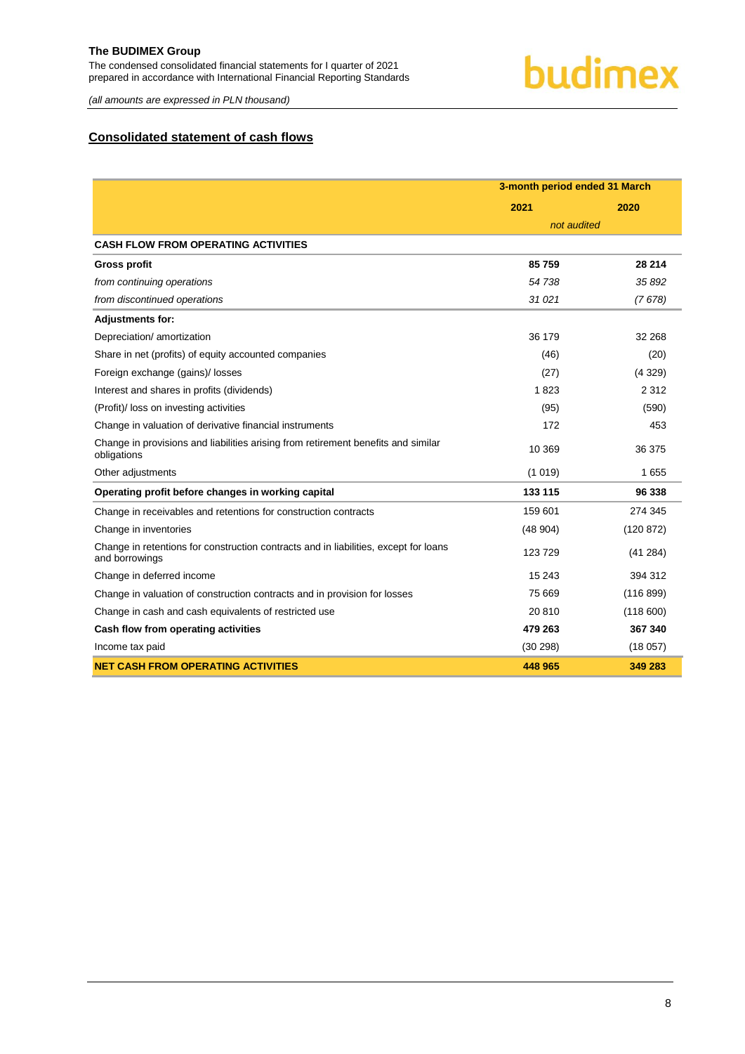## Consolidated statement of cash flows

| | 3-month period ended 31 March | |
|---|---|---|
| | **2021** | **2020** |
| | *not audited* | |
| **CASH FLOW FROM OPERATING ACTIVITIES** | | |
| **Gross profit** | **85 759** | **28 214** |
| *from continuing operations* | *54 738* | *35 892* |
| *from discontinued operations* | *31 021* | *(7 678)* |
| **Adjustments for:** | | |
| Depreciation/ amortization | 36 179 | 32 268 |
| Share in net (profits) of equity accounted companies | (46) | (20) |
| Foreign exchange (gains)/ losses | (27) | (4 329) |
| Interest and shares in profits (dividends) | 1 823 | 2 312 |
| (Profit)/ loss on investing activities | (95) | (590) |
| Change in valuation of derivative financial instruments | 172 | 453 |
| Change in provisions and liabilities arising from retirement benefits and similar obligations | 10 369 | 36 375 |
| Other adjustments | (1 019) | 1 655 |
| **Operating profit before changes in working capital** | **133 115** | **96 338** |
| Change in receivables and retentions for construction contracts | 159 601 | 274 345 |
| Change in inventories | (48 904) | (120 872) |
| Change in retentions for construction contracts and in liabilities, except for loans and borrowings | 123 729 | (41 284) |
| Change in deferred income | 15 243 | 394 312 |
| Change in valuation of construction contracts and in provision for losses | 75 669 | (116 899) |
| Change in cash and cash equivalents of restricted use | 20 810 | (118 600) |
| **Cash flow from operating activities** | **479 263** | **367 340** |
| Income tax paid | (30 298) | (18 057) |
| **NET CASH FROM OPERATING ACTIVITIES** | **448 965** | **349 283** |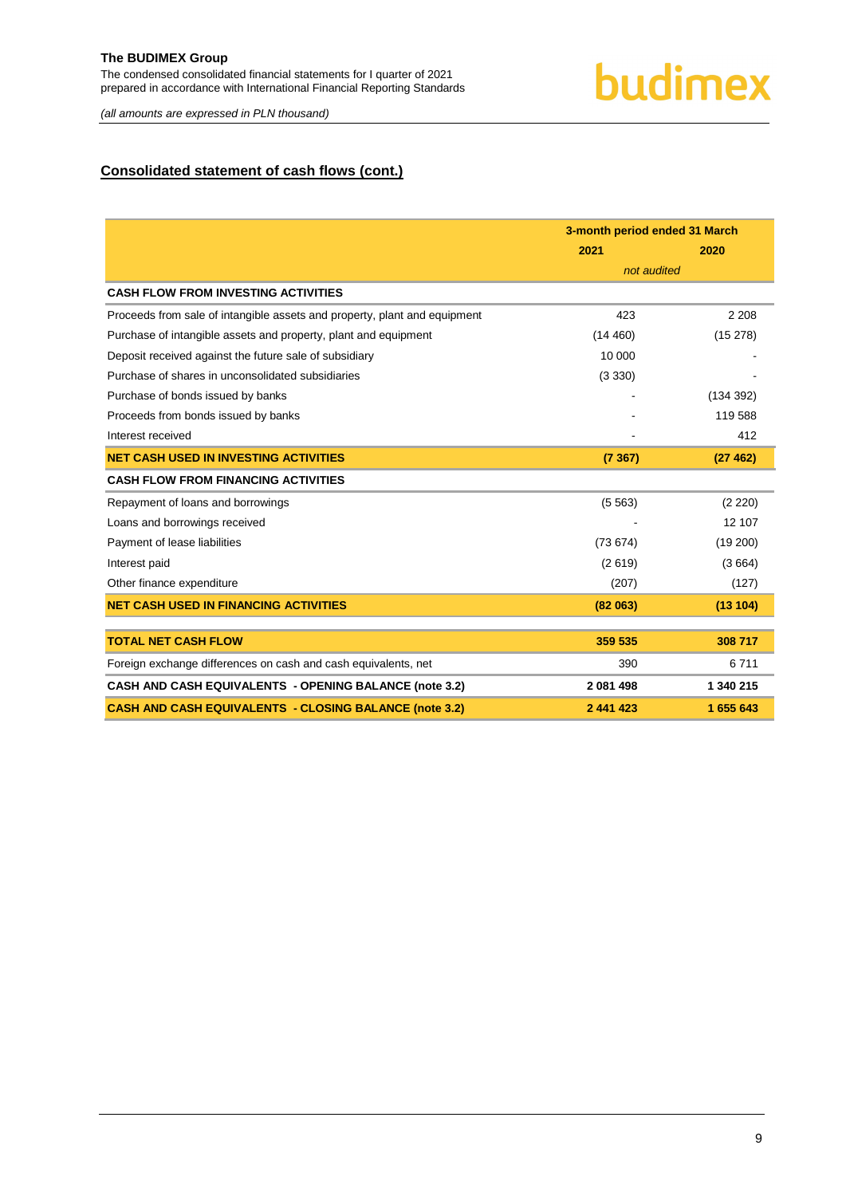## Consolidated statement of cash flows (cont.)

| | 3-month period ended 31 March | |
|---|---|---|
| | 2021 | 2020 |
| | *not audited* | |
| **CASH FLOW FROM INVESTING ACTIVITIES** | | |
| Proceeds from sale of intangible assets and property, plant and equipment | 423 | 2 208 |
| Purchase of intangible assets and property, plant and equipment | (14 460) | (15 278) |
| Deposit received against the future sale of subsidiary | 10 000 | - |
| Purchase of shares in unconsolidated subsidiaries | (3 330) | - |
| Purchase of bonds issued by banks | - | (134 392) |
| Proceeds from bonds issued by banks | - | 119 588 |
| Interest received | - | 412 |
| **NET CASH USED IN INVESTING ACTIVITIES** | **(7 367)** | **(27 462)** |
| **CASH FLOW FROM FINANCING ACTIVITIES** | | |
| Repayment of loans and borrowings | (5 563) | (2 220) |
| Loans and borrowings received | - | 12 107 |
| Payment of lease liabilities | (73 674) | (19 200) |
| Interest paid | (2 619) | (3 664) |
| Other finance expenditure | (207) | (127) |
| **NET CASH USED IN FINANCING ACTIVITIES** | **(82 063)** | **(13 104)** |
| **TOTAL NET CASH FLOW** | **359 535** | **308 717** |
| Foreign exchange differences on cash and cash equivalents, net | 390 | 6 711 |
| **CASH AND CASH EQUIVALENTS - OPENING BALANCE (note 3.2)** | **2 081 498** | **1 340 215** |
| **CASH AND CASH EQUIVALENTS - CLOSING BALANCE (note 3.2)** | **2 441 423** | **1 655 643** |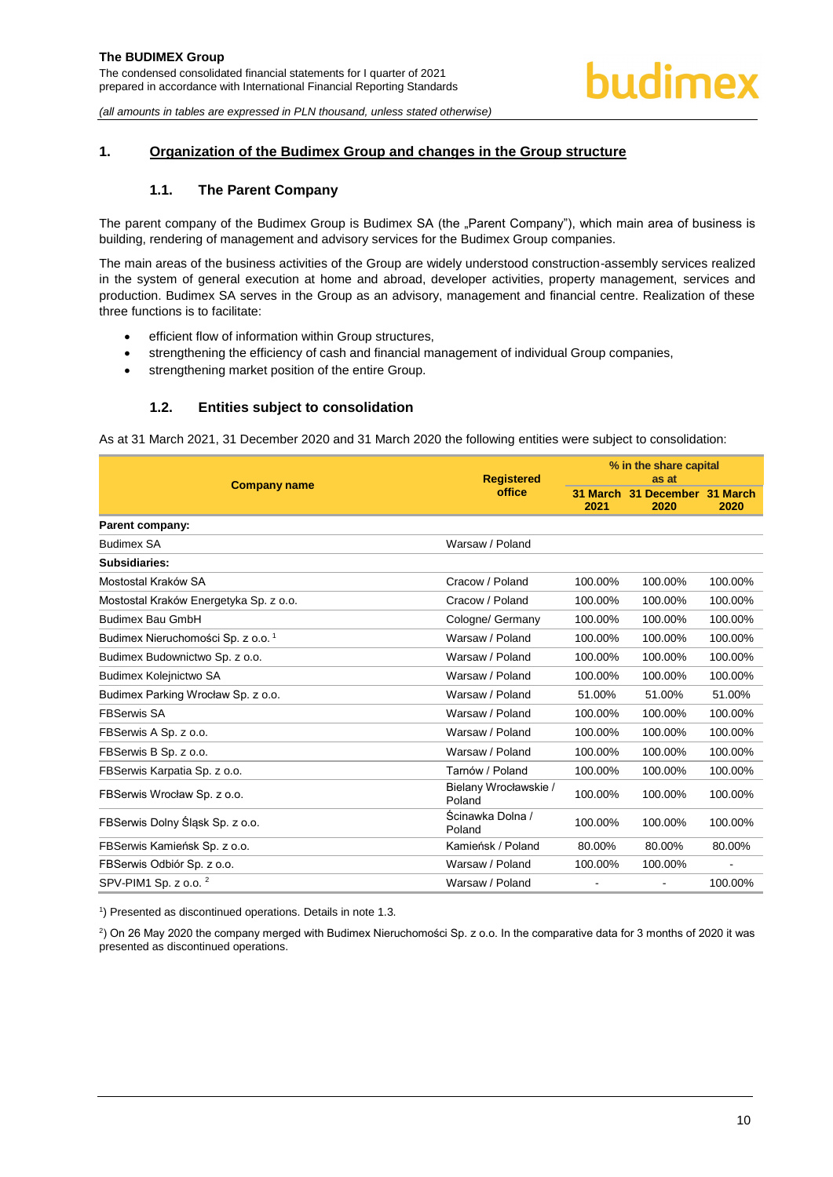## 1. Organization of the Budimex Group and changes in the Group structure

### 1.1. The Parent Company

The parent company of the Budimex Group is Budimex SA (the „Parent Company"), which main area of business is building, rendering of management and advisory services for the Budimex Group companies.

The main areas of the business activities of the Group are widely understood construction-assembly services realized in the system of general execution at home and abroad, developer activities, property management, services and production. Budimex SA serves in the Group as an advisory, management and financial centre. Realization of these three functions is to facilitate:

- efficient flow of information within Group structures,
- strengthening the efficiency of cash and financial management of individual Group companies,
- strengthening market position of the entire Group.

### 1.2. Entities subject to consolidation

As at 31 March 2021, 31 December 2020 and 31 March 2020 the following entities were subject to consolidation:

| Company name | Registered office | % in the share capital as at | | |
|---|---|---|---|---|
| | | 31 March 2021 | 31 December 2020 | 31 March 2020 |
| **Parent company:** | | | | |
| Budimex SA | Warsaw / Poland | | | |
| **Subsidiaries:** | | | | |
| Mostostal Kraków SA | Cracow / Poland | 100.00% | 100.00% | 100.00% |
| Mostostal Kraków Energetyka Sp. z o.o. | Cracow / Poland | 100.00% | 100.00% | 100.00% |
| Budimex Bau GmbH | Cologne/ Germany | 100.00% | 100.00% | 100.00% |
| Budimex Nieruchomości Sp. z o.o. [1] | Warsaw / Poland | 100.00% | 100.00% | 100.00% |
| Budimex Budownictwo Sp. z o.o. | Warsaw / Poland | 100.00% | 100.00% | 100.00% |
| Budimex Kolejnictwo SA | Warsaw / Poland | 100.00% | 100.00% | 100.00% |
| Budimex Parking Wrocław Sp. z o.o. | Warsaw / Poland | 51.00% | 51.00% | 51.00% |
| FBSerwis SA | Warsaw / Poland | 100.00% | 100.00% | 100.00% |
| FBSerwis A Sp. z o.o. | Warsaw / Poland | 100.00% | 100.00% | 100.00% |
| FBSerwis B Sp. z o.o. | Warsaw / Poland | 100.00% | 100.00% | 100.00% |
| FBSerwis Karpatia Sp. z o.o. | Tarnów / Poland | 100.00% | 100.00% | 100.00% |
| FBSerwis Wrocław Sp. z o.o. | Bielany Wrocławskie / Poland | 100.00% | 100.00% | 100.00% |
| FBSerwis Dolny Śląsk Sp. z o.o. | Ścinawka Dolna / Poland | 100.00% | 100.00% | 100.00% |
| FBSerwis Kamieńsk Sp. z o.o. | Kamieńsk / Poland | 80.00% | 80.00% | 80.00% |
| FBSerwis Odbiór Sp. z o.o. | Warsaw / Poland | 100.00% | 100.00% | - |
| SPV-PIM1 Sp. z o.o. [2] | Warsaw / Poland | - | - | 100.00% |

[1]) Presented as discontinued operations. Details in note 1.3.

[2]) On 26 May 2020 the company merged with Budimex Nieruchomości Sp. z o.o. In the comparative data for 3 months of 2020 it was presented as discontinued operations.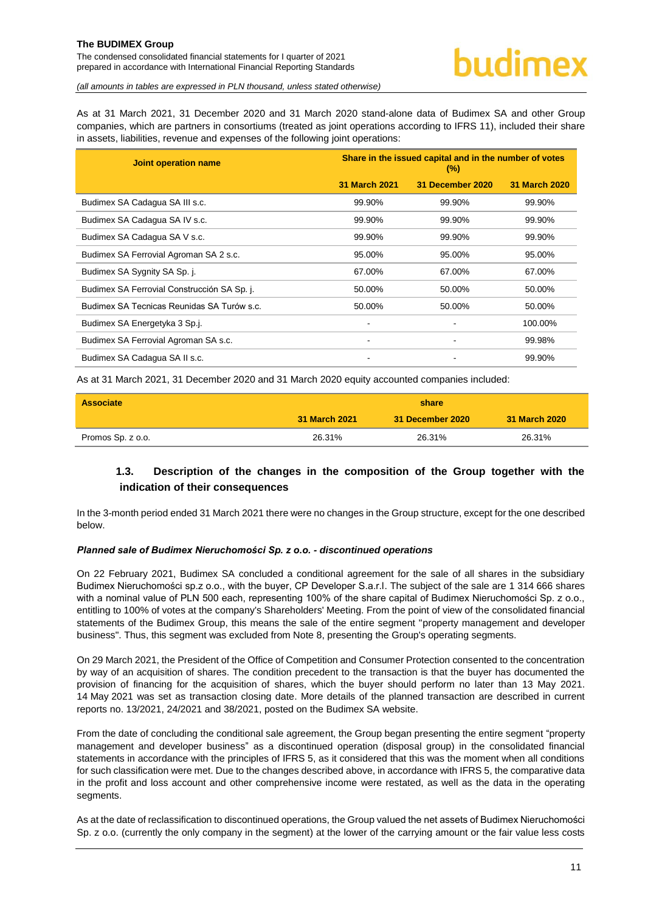As at 31 March 2021, 31 December 2020 and 31 March 2020 stand-alone data of Budimex SA and other Group companies, which are partners in consortiums (treated as joint operations according to IFRS 11), included their share in assets, liabilities, revenue and expenses of the following joint operations:

| Joint operation name | Share in the issued capital and in the number of votes (%) | | |
|---|---|---|---|
| | 31 March 2021 | 31 December 2020 | 31 March 2020 |
| Budimex SA Cadagua SA III s.c. | 99.90% | 99.90% | 99.90% |
| Budimex SA Cadagua SA IV s.c. | 99.90% | 99.90% | 99.90% |
| Budimex SA Cadagua SA V s.c. | 99.90% | 99.90% | 99.90% |
| Budimex SA Ferrovial Agroman SA 2 s.c. | 95.00% | 95.00% | 95.00% |
| Budimex SA Sygnity SA Sp. j. | 67.00% | 67.00% | 67.00% |
| Budimex SA Ferrovial Construcción SA Sp. j. | 50.00% | 50.00% | 50.00% |
| Budimex SA Tecnicas Reunidas SA Turów s.c. | 50.00% | 50.00% | 50.00% |
| Budimex SA Energetyka 3 Sp.j. | - | - | 100.00% |
| Budimex SA Ferrovial Agroman SA s.c. | - | - | 99.98% |
| Budimex SA Cadagua SA II s.c. | - | - | 99.90% |

As at 31 March 2021, 31 December 2020 and 31 March 2020 equity accounted companies included:

| Associate | share | | |
|---|---|---|---|
| | 31 March 2021 | 31 December 2020 | 31 March 2020 |
| Promos Sp. z o.o. | 26.31% | 26.31% | 26.31% |

## 1.3. Description of the changes in the composition of the Group together with the indication of their consequences

In the 3-month period ended 31 March 2021 there were no changes in the Group structure, except for the one described below.

***Planned sale of Budimex Nieruchomości Sp. z o.o. - discontinued operations***

On 22 February 2021, Budimex SA concluded a conditional agreement for the sale of all shares in the subsidiary Budimex Nieruchomości sp.z o.o., with the buyer, CP Developer S.a.r.l. The subject of the sale are 1 314 666 shares with a nominal value of PLN 500 each, representing 100% of the share capital of Budimex Nieruchomości Sp. z o.o., entitling to 100% of votes at the company's Shareholders' Meeting. From the point of view of the consolidated financial statements of the Budimex Group, this means the sale of the entire segment "property management and developer business". Thus, this segment was excluded from Note 8, presenting the Group's operating segments.

On 29 March 2021, the President of the Office of Competition and Consumer Protection consented to the concentration by way of an acquisition of shares. The condition precedent to the transaction is that the buyer has documented the provision of financing for the acquisition of shares, which the buyer should perform no later than 13 May 2021. 14 May 2021 was set as transaction closing date. More details of the planned transaction are described in current reports no. 13/2021, 24/2021 and 38/2021, posted on the Budimex SA website.

From the date of concluding the conditional sale agreement, the Group began presenting the entire segment "property management and developer business" as a discontinued operation (disposal group) in the consolidated financial statements in accordance with the principles of IFRS 5, as it considered that this was the moment when all conditions for such classification were met. Due to the changes described above, in accordance with IFRS 5, the comparative data in the profit and loss account and other comprehensive income were restated, as well as the data in the operating segments.

As at the date of reclassification to discontinued operations, the Group valued the net assets of Budimex Nieruchomości Sp. z o.o. (currently the only company in the segment) at the lower of the carrying amount or the fair value less costs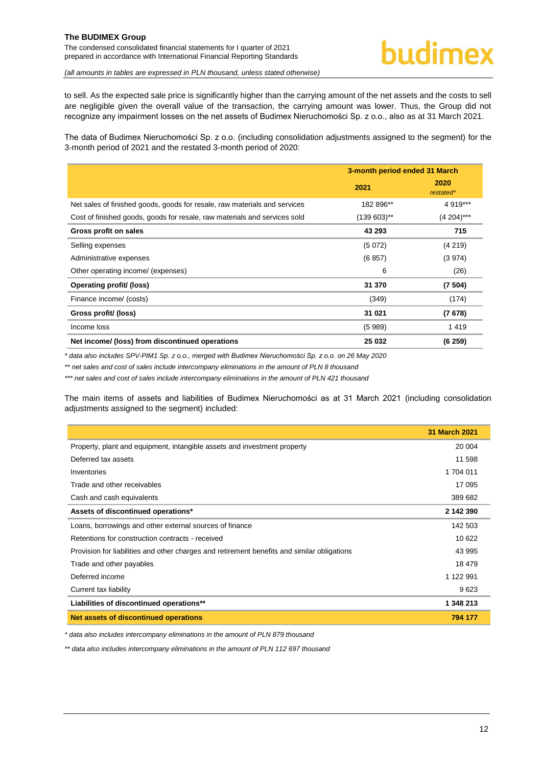to sell. As the expected sale price is significantly higher than the carrying amount of the net assets and the costs to sell are negligible given the overall value of the transaction, the carrying amount was lower. Thus, the Group did not recognize any impairment losses on the net assets of Budimex Nieruchomości Sp. z o.o., also as at 31 March 2021.

The data of Budimex Nieruchomości Sp. z o.o. (including consolidation adjustments assigned to the segment) for the 3-month period of 2021 and the restated 3-month period of 2020:

| | 3-month period ended 31 March | |
|---|---|---|
| | 2021 | 2020 *restated** |
| Net sales of finished goods, goods for resale, raw materials and services | 182 896** | 4 919*** |
| Cost of finished goods, goods for resale, raw materials and services sold | (139 603)** | (4 204)*** |
| **Gross profit on sales** | **43 293** | **715** |
| Selling expenses | (5 072) | (4 219) |
| Administrative expenses | (6 857) | (3 974) |
| Other operating income/ (expenses) | 6 | (26) |
| **Operating profit/ (loss)** | **31 370** | **(7 504)** |
| Finance income/ (costs) | (349) | (174) |
| **Gross profit/ (loss)** | **31 021** | **(7 678)** |
| Income loss | (5 989) | 1 419 |
| **Net income/ (loss) from discontinued operations** | **25 032** | **(6 259)** |

*\* data also includes SPV-PIM1 Sp. z o.o., merged with Budimex Nieruchomości Sp. z o.o. on 26 May 2020*

*\*\* net sales and cost of sales include intercompany eliminations in the amount of PLN 8 thousand*

*\*\*\* net sales and cost of sales include intercompany eliminations in the amount of PLN 421 thousand*

The main items of assets and liabilities of Budimex Nieruchomości as at 31 March 2021 (including consolidation adjustments assigned to the segment) included:

| | 31 March 2021 |
|---|---|
| Property, plant and equipment, intangible assets and investment property | 20 004 |
| Deferred tax assets | 11 598 |
| Inventories | 1 704 011 |
| Trade and other receivables | 17 095 |
| Cash and cash equivalents | 389 682 |
| **Assets of discontinued operations*** | **2 142 390** |
| Loans, borrowings and other external sources of finance | 142 503 |
| Retentions for construction contracts - received | 10 622 |
| Provision for liabilities and other charges and retirement benefits and similar obligations | 43 995 |
| Trade and other payables | 18 479 |
| Deferred income | 1 122 991 |
| Current tax liability | 9 623 |
| **Liabilities of discontinued operations**** | **1 348 213** |
| **Net assets of discontinued operations** | **794 177** |

*\* data also includes intercompany eliminations in the amount of PLN 879 thousand*

*\*\* data also includes intercompany eliminations in the amount of PLN 112 697 thousand*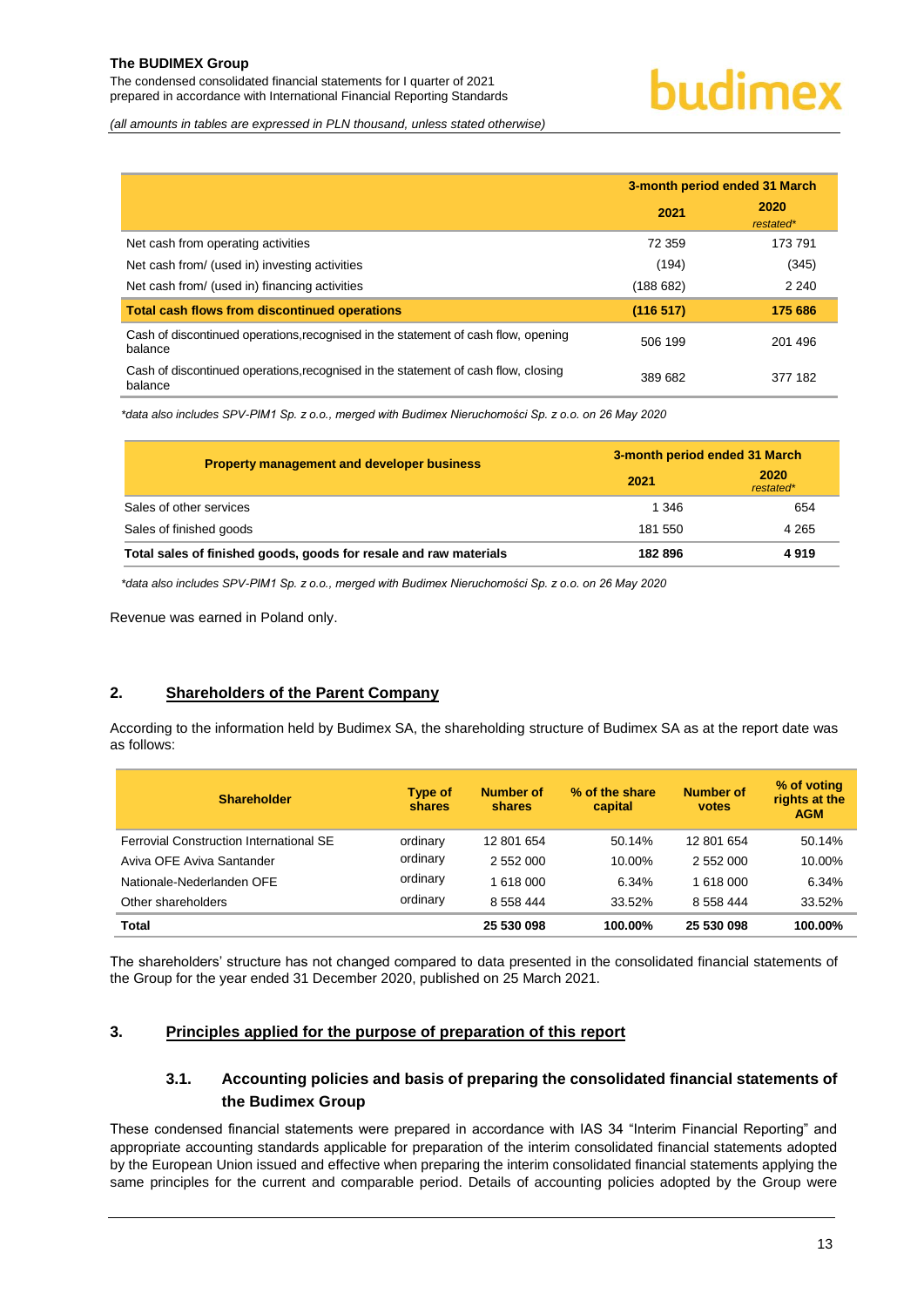| | 3-month period ended 31 March | |
|---|---|---|
| | 2021 | 2020 *restated** |
| Net cash from operating activities | 72 359 | 173 791 |
| Net cash from/ (used in) investing activities | (194) | (345) |
| Net cash from/ (used in) financing activities | (188 682) | 2 240 |
| **Total cash flows from discontinued operations** | **(116 517)** | **175 686** |
| Cash of discontinued operations,recognised in the statement of cash flow, opening balance | 506 199 | 201 496 |
| Cash of discontinued operations,recognised in the statement of cash flow, closing balance | 389 682 | 377 182 |

*\*data also includes SPV-PIM1 Sp. z o.o., merged with Budimex Nieruchomości Sp. z o.o. on 26 May 2020*

| Property management and developer business | 3-month period ended 31 March | |
|---|---|---|
| | 2021 | 2020 *restated** |
| Sales of other services | 1 346 | 654 |
| Sales of finished goods | 181 550 | 4 265 |
| **Total sales of finished goods, goods for resale and raw materials** | **182 896** | **4 919** |

*\*data also includes SPV-PIM1 Sp. z o.o., merged with Budimex Nieruchomości Sp. z o.o. on 26 May 2020*

Revenue was earned in Poland only.

## 2. Shareholders of the Parent Company

According to the information held by Budimex SA, the shareholding structure of Budimex SA as at the report date was as follows:

| Shareholder | Type of shares | Number of shares | % of the share capital | Number of votes | % of voting rights at the AGM |
|---|---|---|---|---|---|
| Ferrovial Construction International SE | ordinary | 12 801 654 | 50.14% | 12 801 654 | 50.14% |
| Aviva OFE Aviva Santander | ordinary | 2 552 000 | 10.00% | 2 552 000 | 10.00% |
| Nationale-Nederlanden OFE | ordinary | 1 618 000 | 6.34% | 1 618 000 | 6.34% |
| Other shareholders | ordinary | 8 558 444 | 33.52% | 8 558 444 | 33.52% |
| **Total** | | **25 530 098** | **100.00%** | **25 530 098** | **100.00%** |

The shareholders' structure has not changed compared to data presented in the consolidated financial statements of the Group for the year ended 31 December 2020, published on 25 March 2021.

## 3. Principles applied for the purpose of preparation of this report

### 3.1. Accounting policies and basis of preparing the consolidated financial statements of the Budimex Group

These condensed financial statements were prepared in accordance with IAS 34 "Interim Financial Reporting" and appropriate accounting standards applicable for preparation of the interim consolidated financial statements adopted by the European Union issued and effective when preparing the interim consolidated financial statements applying the same principles for the current and comparable period. Details of accounting policies adopted by the Group were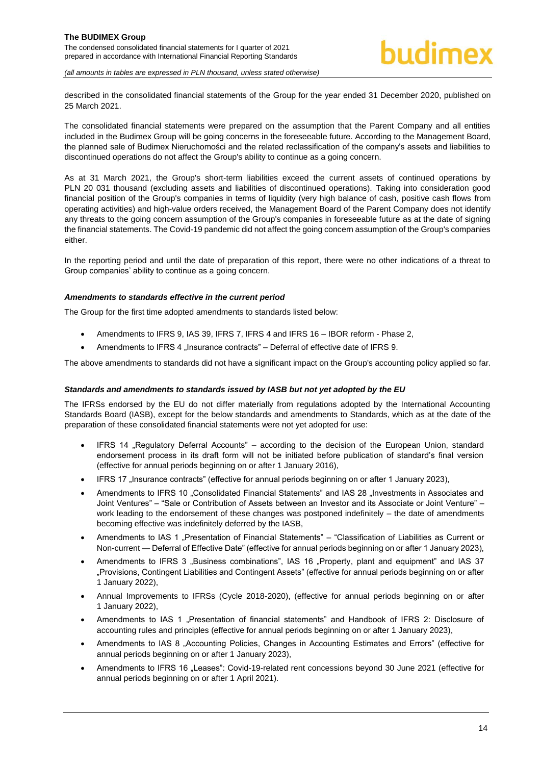described in the consolidated financial statements of the Group for the year ended 31 December 2020, published on 25 March 2021.

The consolidated financial statements were prepared on the assumption that the Parent Company and all entities included in the Budimex Group will be going concerns in the foreseeable future. According to the Management Board, the planned sale of Budimex Nieruchomości and the related reclassification of the company's assets and liabilities to discontinued operations do not affect the Group's ability to continue as a going concern.

As at 31 March 2021, the Group's short-term liabilities exceed the current assets of continued operations by PLN 20 031 thousand (excluding assets and liabilities of discontinued operations). Taking into consideration good financial position of the Group's companies in terms of liquidity (very high balance of cash, positive cash flows from operating activities) and high-value orders received, the Management Board of the Parent Company does not identify any threats to the going concern assumption of the Group's companies in foreseeable future as at the date of signing the financial statements. The Covid-19 pandemic did not affect the going concern assumption of the Group's companies either.

In the reporting period and until the date of preparation of this report, there were no other indications of a threat to Group companies' ability to continue as a going concern.

***Amendments to standards effective in the current period***

The Group for the first time adopted amendments to standards listed below:

- Amendments to IFRS 9, IAS 39, IFRS 7, IFRS 4 and IFRS 16 – IBOR reform - Phase 2,
- Amendments to IFRS 4 „Insurance contracts" – Deferral of effective date of IFRS 9.

The above amendments to standards did not have a significant impact on the Group's accounting policy applied so far.

***Standards and amendments to standards issued by IASB but not yet adopted by the EU***

The IFRSs endorsed by the EU do not differ materially from regulations adopted by the International Accounting Standards Board (IASB), except for the below standards and amendments to Standards, which as at the date of the preparation of these consolidated financial statements were not yet adopted for use:

- IFRS 14 „Regulatory Deferral Accounts" – according to the decision of the European Union, standard endorsement process in its draft form will not be initiated before publication of standard's final version (effective for annual periods beginning on or after 1 January 2016),
- IFRS 17 „Insurance contracts" (effective for annual periods beginning on or after 1 January 2023),
- Amendments to IFRS 10 „Consolidated Financial Statements" and IAS 28 „Investments in Associates and Joint Ventures" – "Sale or Contribution of Assets between an Investor and its Associate or Joint Venture" – work leading to the endorsement of these changes was postponed indefinitely – the date of amendments becoming effective was indefinitely deferred by the IASB,
- Amendments to IAS 1 „Presentation of Financial Statements" – "Classification of Liabilities as Current or Non-current — Deferral of Effective Date" (effective for annual periods beginning on or after 1 January 2023),
- Amendments to IFRS 3 „Business combinations", IAS 16 „Property, plant and equipment" and IAS 37 „Provisions, Contingent Liabilities and Contingent Assets" (effective for annual periods beginning on or after 1 January 2022),
- Annual Improvements to IFRSs (Cycle 2018-2020), (effective for annual periods beginning on or after 1 January 2022),
- Amendments to IAS 1 „Presentation of financial statements" and Handbook of IFRS 2: Disclosure of accounting rules and principles (effective for annual periods beginning on or after 1 January 2023),
- Amendments to IAS 8 „Accounting Policies, Changes in Accounting Estimates and Errors" (effective for annual periods beginning on or after 1 January 2023),
- Amendments to IFRS 16 „Leases": Covid-19-related rent concessions beyond 30 June 2021 (effective for annual periods beginning on or after 1 April 2021).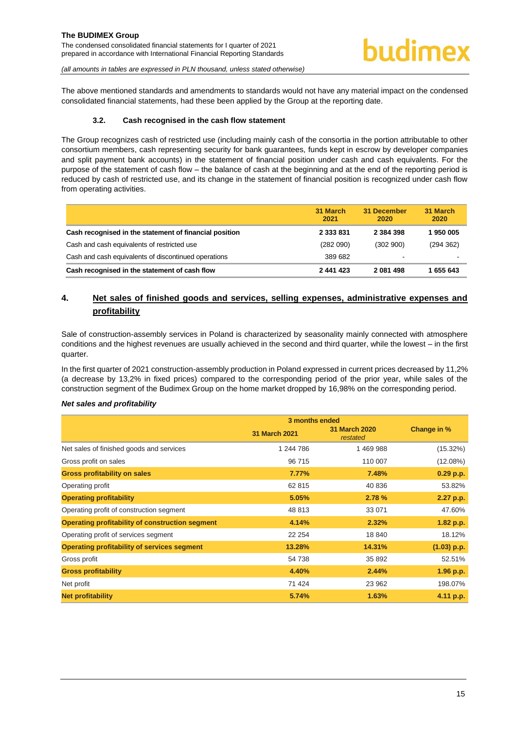The above mentioned standards and amendments to standards would not have any material impact on the condensed consolidated financial statements, had these been applied by the Group at the reporting date.

### 3.2. Cash recognised in the cash flow statement

The Group recognizes cash of restricted use (including mainly cash of the consortia in the portion attributable to other consortium members, cash representing security for bank guarantees, funds kept in escrow by developer companies and split payment bank accounts) in the statement of financial position under cash and cash equivalents. For the purpose of the statement of cash flow – the balance of cash at the beginning and at the end of the reporting period is reduced by cash of restricted use, and its change in the statement of financial position is recognized under cash flow from operating activities.

| | 31 March 2021 | 31 December 2020 | 31 March 2020 |
|---|---|---|---|
| **Cash recognised in the statement of financial position** | **2 333 831** | **2 384 398** | **1 950 005** |
| Cash and cash equivalents of restricted use | (282 090) | (302 900) | (294 362) |
| Cash and cash equivalents of discontinued operations | 389 682 | - | - |
| **Cash recognised in the statement of cash flow** | **2 441 423** | **2 081 498** | **1 655 643** |

## 4. Net sales of finished goods and services, selling expenses, administrative expenses and profitability

Sale of construction-assembly services in Poland is characterized by seasonality mainly connected with atmosphere conditions and the highest revenues are usually achieved in the second and third quarter, while the lowest – in the first quarter.

In the first quarter of 2021 construction-assembly production in Poland expressed in current prices decreased by 11,2% (a decrease by 13,2% in fixed prices) compared to the corresponding period of the prior year, while sales of the construction segment of the Budimex Group on the home market dropped by 16,98% on the corresponding period.

***Net sales and profitability***

| | 3 months ended | | Change in % |
|---|---|---|---|
| | 31 March 2021 | 31 March 2020 *restated* | |
| Net sales of finished goods and services | 1 244 786 | 1 469 988 | (15.32%) |
| Gross profit on sales | 96 715 | 110 007 | (12.08%) |
| **Gross profitability on sales** | **7.77%** | **7.48%** | **0.29 p.p.** |
| Operating profit | 62 815 | 40 836 | 53.82% |
| **Operating profitability** | **5.05%** | **2.78 %** | **2.27 p.p.** |
| Operating profit of construction segment | 48 813 | 33 071 | 47.60% |
| **Operating profitability of construction segment** | **4.14%** | **2.32%** | **1.82 p.p.** |
| Operating profit of services segment | 22 254 | 18 840 | 18.12% |
| **Operating profitability of services segment** | **13.28%** | **14.31%** | **(1.03) p.p.** |
| Gross profit | 54 738 | 35 892 | 52.51% |
| **Gross profitability** | **4.40%** | **2.44%** | **1.96 p.p.** |
| Net profit | 71 424 | 23 962 | 198.07% |
| **Net profitability** | **5.74%** | **1.63%** | **4.11 p.p.** |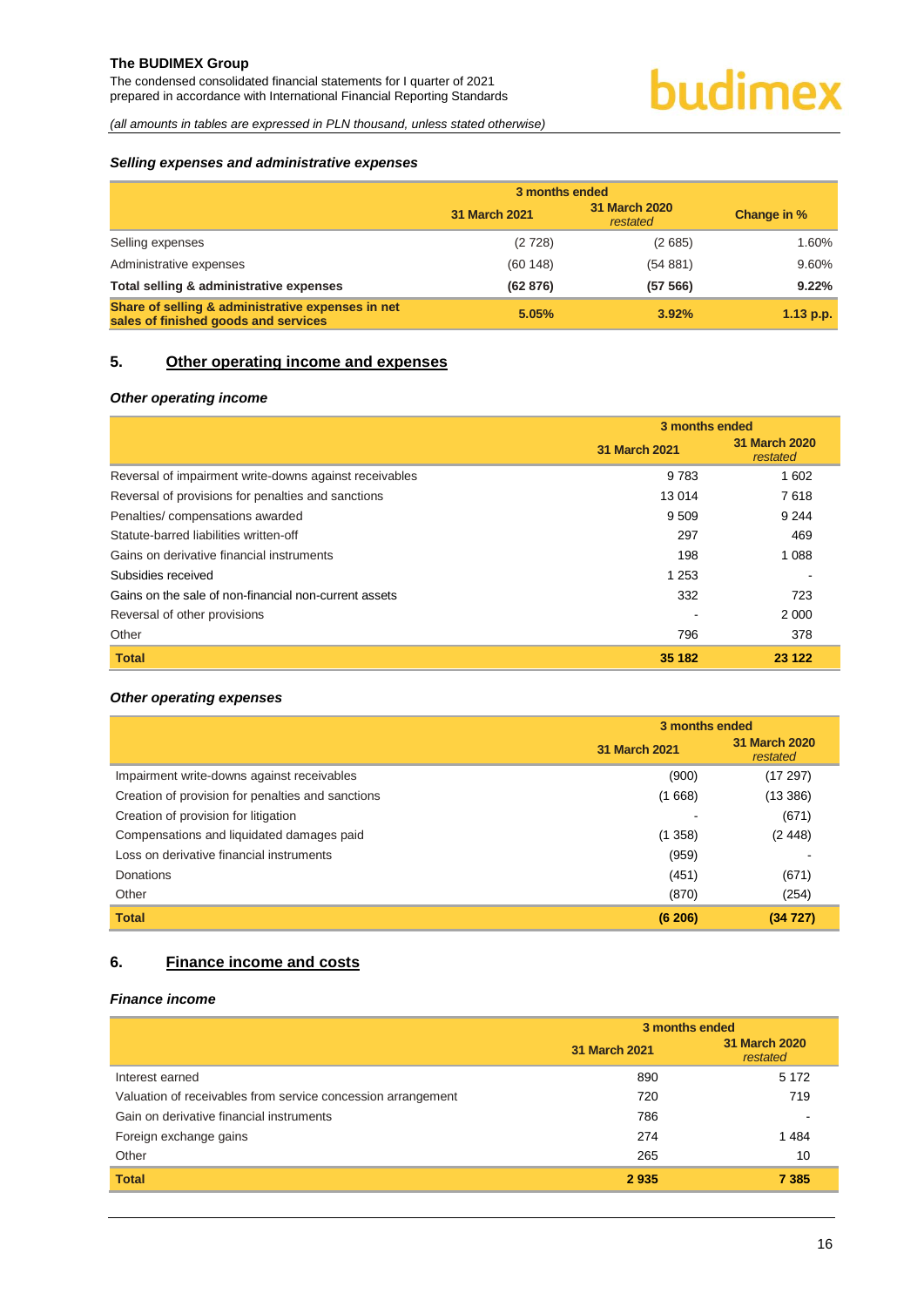### Selling expenses and administrative expenses

| | 3 months ended | | |
|---|---|---|---|
| | 31 March 2021 | 31 March 2020 *restated* | Change in % |
| Selling expenses | (2 728) | (2 685) | 1.60% |
| Administrative expenses | (60 148) | (54 881) | 9.60% |
| **Total selling & administrative expenses** | **(62 876)** | **(57 566)** | **9.22%** |
| **Share of selling & administrative expenses in net sales of finished goods and services** | **5.05%** | **3.92%** | **1.13 p.p.** |

## 5. Other operating income and expenses

### Other operating income

| | 3 months ended | |
|---|---|---|
| | 31 March 2021 | 31 March 2020 *restated* |
| Reversal of impairment write-downs against receivables | 9 783 | 1 602 |
| Reversal of provisions for penalties and sanctions | 13 014 | 7 618 |
| Penalties/ compensations awarded | 9 509 | 9 244 |
| Statute-barred liabilities written-off | 297 | 469 |
| Gains on derivative financial instruments | 198 | 1 088 |
| Subsidies received | 1 253 | - |
| Gains on the sale of non-financial non-current assets | 332 | 723 |
| Reversal of other provisions | - | 2 000 |
| Other | 796 | 378 |
| **Total** | **35 182** | **23 122** |

### Other operating expenses

| | 3 months ended | |
|---|---|---|
| | 31 March 2021 | 31 March 2020 *restated* |
| Impairment write-downs against receivables | (900) | (17 297) |
| Creation of provision for penalties and sanctions | (1 668) | (13 386) |
| Creation of provision for litigation | - | (671) |
| Compensations and liquidated damages paid | (1 358) | (2 448) |
| Loss on derivative financial instruments | (959) | - |
| Donations | (451) | (671) |
| Other | (870) | (254) |
| **Total** | **(6 206)** | **(34 727)** |

## 6. Finance income and costs

### Finance income

| | 3 months ended | |
|---|---|---|
| | 31 March 2021 | 31 March 2020 *restated* |
| Interest earned | 890 | 5 172 |
| Valuation of receivables from service concession arrangement | 720 | 719 |
| Gain on derivative financial instruments | 786 | - |
| Foreign exchange gains | 274 | 1 484 |
| Other | 265 | 10 |
| **Total** | **2 935** | **7 385** |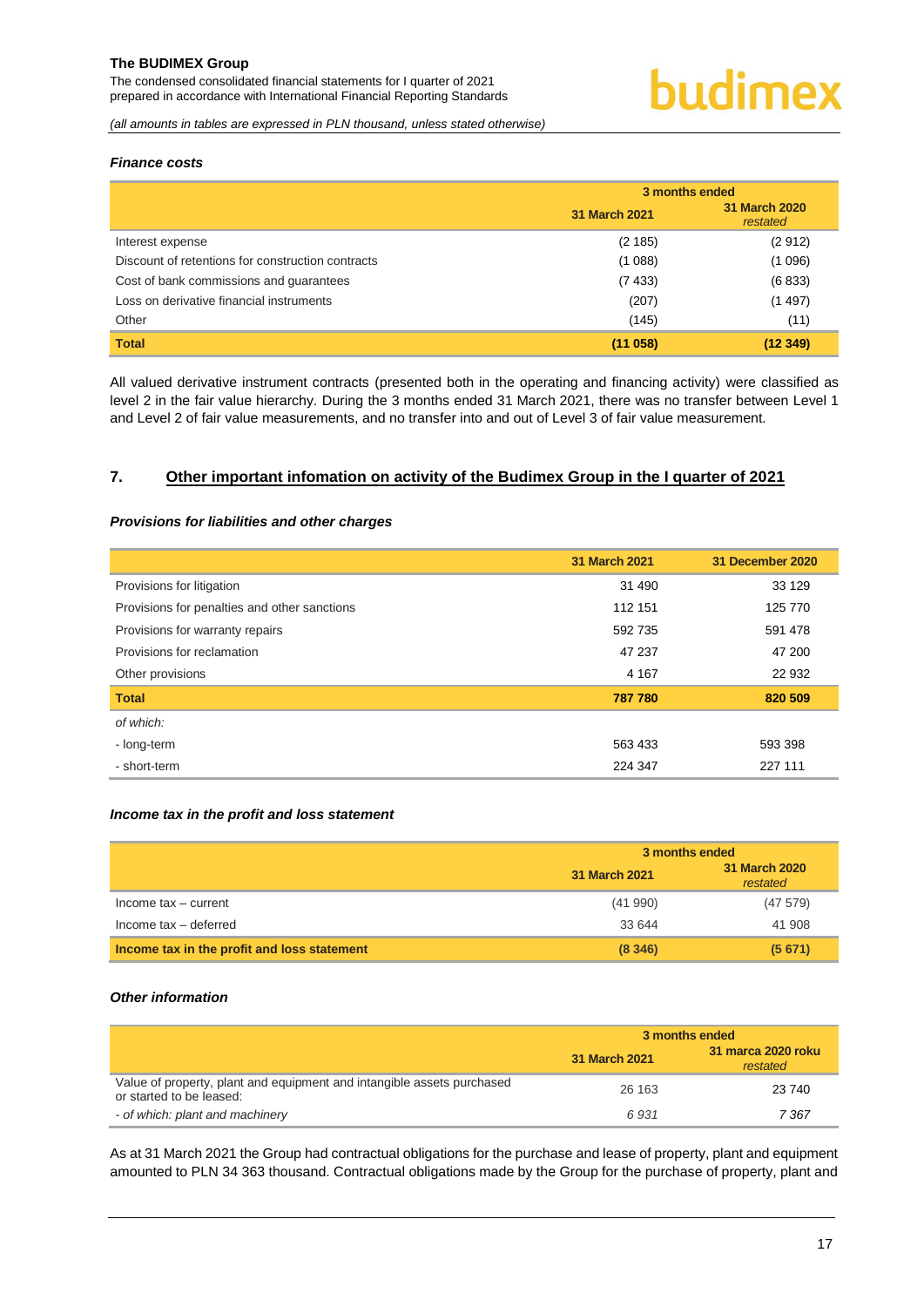***Finance costs***

| | 3 months ended | |
|---|---|---|
| | **31 March 2021** | **31 March 2020** *restated* |
| Interest expense | (2 185) | (2 912) |
| Discount of retentions for construction contracts | (1 088) | (1 096) |
| Cost of bank commissions and guarantees | (7 433) | (6 833) |
| Loss on derivative financial instruments | (207) | (1 497) |
| Other | (145) | (11) |
| **Total** | **(11 058)** | **(12 349)** |

All valued derivative instrument contracts (presented both in the operating and financing activity) were classified as level 2 in the fair value hierarchy. During the 3 months ended 31 March 2021, there was no transfer between Level 1 and Level 2 of fair value measurements, and no transfer into and out of Level 3 of fair value measurement.

## 7. Other important infomation on activity of the Budimex Group in the I quarter of 2021

***Provisions for liabilities and other charges***

| | **31 March 2021** | **31 December 2020** |
|---|---|---|
| Provisions for litigation | 31 490 | 33 129 |
| Provisions for penalties and other sanctions | 112 151 | 125 770 |
| Provisions for warranty repairs | 592 735 | 591 478 |
| Provisions for reclamation | 47 237 | 47 200 |
| Other provisions | 4 167 | 22 932 |
| **Total** | **787 780** | **820 509** |
| *of which:* | | |
| - long-term | 563 433 | 593 398 |
| - short-term | 224 347 | 227 111 |

***Income tax in the profit and loss statement***

| | 3 months ended | |
|---|---|---|
| | **31 March 2021** | **31 March 2020** *restated* |
| Income tax – current | (41 990) | (47 579) |
| Income tax – deferred | 33 644 | 41 908 |
| **Income tax in the profit and loss statement** | **(8 346)** | **(5 671)** |

***Other information***

| | 3 months ended | |
|---|---|---|
| | **31 March 2021** | **31 marca 2020 roku** *restated* |
| Value of property, plant and equipment and intangible assets purchased or started to be leased: | 26 163 | 23 740 |
| *- of which: plant and machinery* | *6 931* | *7 367* |

As at 31 March 2021 the Group had contractual obligations for the purchase and lease of property, plant and equipment amounted to PLN 34 363 thousand. Contractual obligations made by the Group for the purchase of property, plant and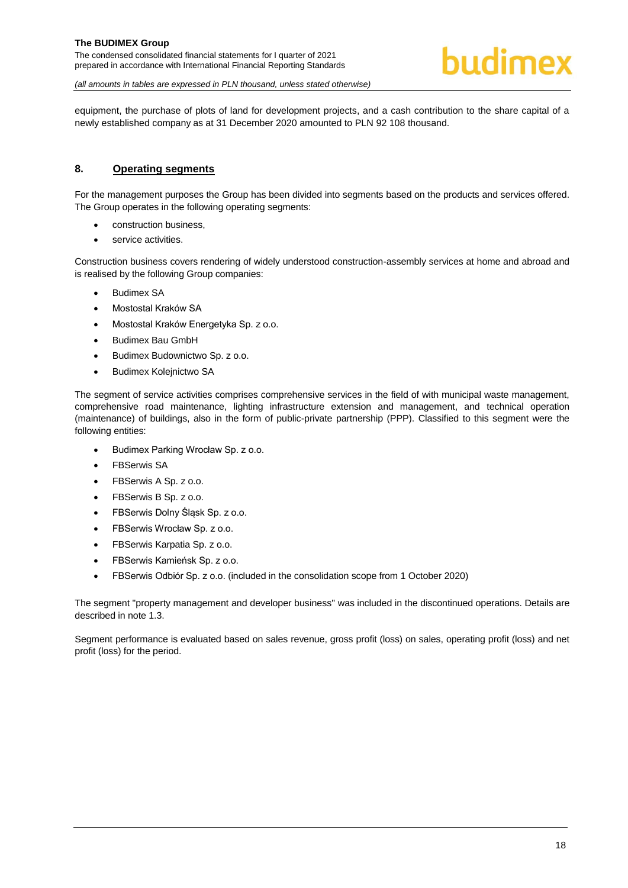equipment, the purchase of plots of land for development projects, and a cash contribution to the share capital of a newly established company as at 31 December 2020 amounted to PLN 92 108 thousand.

## 8. Operating segments

For the management purposes the Group has been divided into segments based on the products and services offered. The Group operates in the following operating segments:

- construction business,
- service activities.

Construction business covers rendering of widely understood construction-assembly services at home and abroad and is realised by the following Group companies:

- Budimex SA
- Mostostal Kraków SA
- Mostostal Kraków Energetyka Sp. z o.o.
- Budimex Bau GmbH
- Budimex Budownictwo Sp. z o.o.
- Budimex Kolejnictwo SA

The segment of service activities comprises comprehensive services in the field of with municipal waste management, comprehensive road maintenance, lighting infrastructure extension and management, and technical operation (maintenance) of buildings, also in the form of public-private partnership (PPP). Classified to this segment were the following entities:

- Budimex Parking Wrocław Sp. z o.o.
- FBSerwis SA
- FBSerwis A Sp. z o.o.
- FBSerwis B Sp. z o.o.
- FBSerwis Dolny Śląsk Sp. z o.o.
- FBSerwis Wrocław Sp. z o.o.
- FBSerwis Karpatia Sp. z o.o.
- FBSerwis Kamieńsk Sp. z o.o.
- FBSerwis Odbiór Sp. z o.o. (included in the consolidation scope from 1 October 2020)

The segment "property management and developer business" was included in the discontinued operations. Details are described in note 1.3.

Segment performance is evaluated based on sales revenue, gross profit (loss) on sales, operating profit (loss) and net profit (loss) for the period.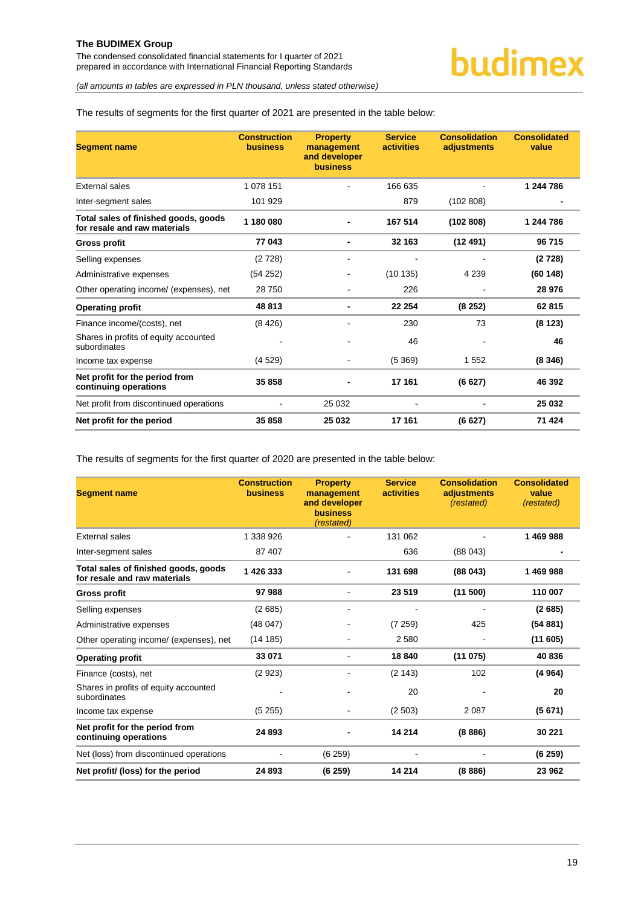The results of segments for the first quarter of 2021 are presented in the table below:

| Segment name | Construction business | Property management and developer business | Service activities | Consolidation adjustments | Consolidated value |
|---|---|---|---|---|---|
| External sales | 1 078 151 | - | 166 635 | - | **1 244 786** |
| Inter-segment sales | 101 929 | | 879 | (102 808) | **-** |
| **Total sales of finished goods, goods for resale and raw materials** | **1 180 080** | **-** | **167 514** | **(102 808)** | **1 244 786** |
| **Gross profit** | **77 043** | **-** | **32 163** | **(12 491)** | **96 715** |
| Selling expenses | (2 728) | - | - | - | **(2 728)** |
| Administrative expenses | (54 252) | - | (10 135) | 4 239 | **(60 148)** |
| Other operating income/ (expenses), net | 28 750 | - | 226 | - | **28 976** |
| **Operating profit** | **48 813** | **-** | **22 254** | **(8 252)** | **62 815** |
| Finance income/(costs), net | (8 426) | - | 230 | 73 | **(8 123)** |
| Shares in profits of equity accounted subordinates | - | - | 46 | - | **46** |
| Income tax expense | (4 529) | - | (5 369) | 1 552 | **(8 346)** |
| **Net profit for the period from continuing operations** | **35 858** | **-** | **17 161** | **(6 627)** | **46 392** |
| Net profit from discontinued operations | - | 25 032 | - | - | **25 032** |
| **Net profit for the period** | **35 858** | **25 032** | **17 161** | **(6 627)** | **71 424** |

The results of segments for the first quarter of 2020 are presented in the table below:

| Segment name | Construction business | Property management and developer business *(restated)* | Service activities | Consolidation adjustments *(restated)* | Consolidated value *(restated)* |
|---|---|---|---|---|---|
| External sales | 1 338 926 | - | 131 062 | - | **1 469 988** |
| Inter-segment sales | 87 407 | | 636 | (88 043) | **-** |
| **Total sales of finished goods, goods for resale and raw materials** | **1 426 333** | - | **131 698** | **(88 043)** | **1 469 988** |
| **Gross profit** | **97 988** | - | **23 519** | **(11 500)** | **110 007** |
| Selling expenses | (2 685) | - | - | - | **(2 685)** |
| Administrative expenses | (48 047) | - | (7 259) | 425 | **(54 881)** |
| Other operating income/ (expenses), net | (14 185) | - | 2 580 | - | **(11 605)** |
| **Operating profit** | **33 071** | - | **18 840** | **(11 075)** | **40 836** |
| Finance (costs), net | (2 923) | - | (2 143) | 102 | **(4 964)** |
| Shares in profits of equity accounted subordinates | - | - | 20 | - | **20** |
| Income tax expense | (5 255) | - | (2 503) | 2 087 | **(5 671)** |
| **Net profit for the period from continuing operations** | **24 893** | **-** | **14 214** | **(8 886)** | **30 221** |
| Net (loss) from discontinued operations | - | (6 259) | - | - | **(6 259)** |
| **Net profit/ (loss) for the period** | **24 893** | **(6 259)** | **14 214** | **(8 886)** | **23 962** |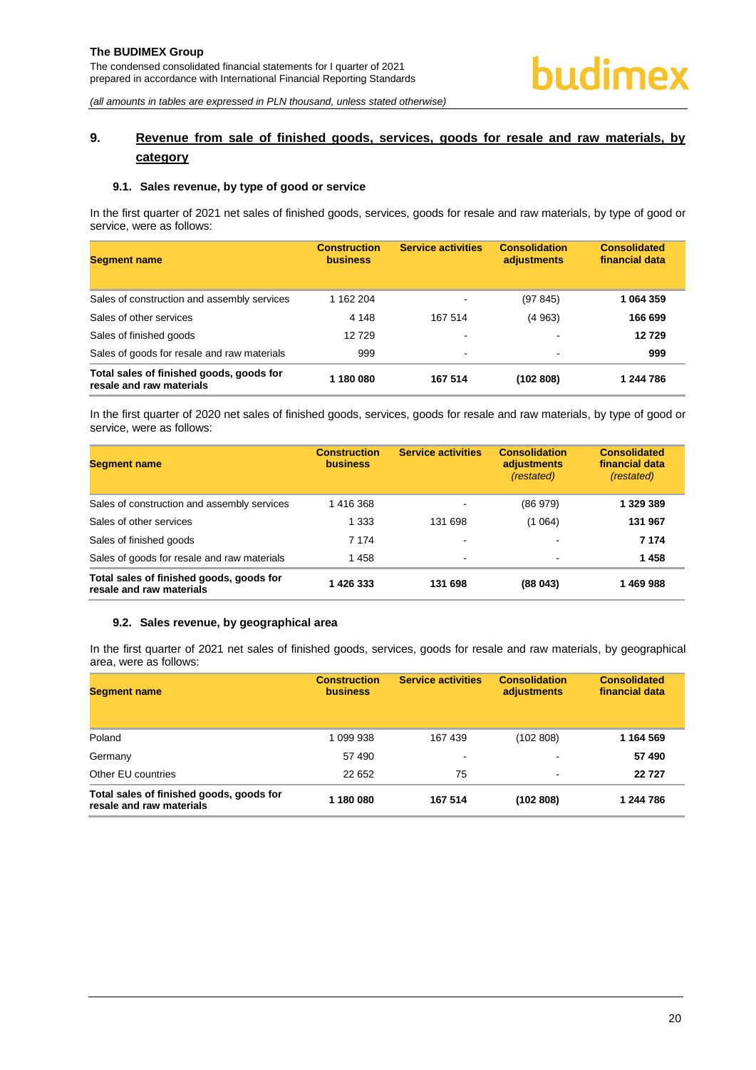## 9. Revenue from sale of finished goods, services, goods for resale and raw materials, by category

### 9.1. Sales revenue, by type of good or service

In the first quarter of 2021 net sales of finished goods, services, goods for resale and raw materials, by type of good or service, were as follows:

| Segment name | Construction business | Service activities | Consolidation adjustments | Consolidated financial data |
|---|---|---|---|---|
| Sales of construction and assembly services | 1 162 204 | - | (97 845) | **1 064 359** |
| Sales of other services | 4 148 | 167 514 | (4 963) | **166 699** |
| Sales of finished goods | 12 729 | - | - | **12 729** |
| Sales of goods for resale and raw materials | 999 | - | - | **999** |
| **Total sales of finished goods, goods for resale and raw materials** | **1 180 080** | **167 514** | **(102 808)** | **1 244 786** |

In the first quarter of 2020 net sales of finished goods, services, goods for resale and raw materials, by type of good or service, were as follows:

| Segment name | Construction business | Service activities | Consolidation adjustments *(restated)* | Consolidated financial data *(restated)* |
|---|---|---|---|---|
| Sales of construction and assembly services | 1 416 368 | - | (86 979) | **1 329 389** |
| Sales of other services | 1 333 | 131 698 | (1 064) | **131 967** |
| Sales of finished goods | 7 174 | - | - | **7 174** |
| Sales of goods for resale and raw materials | 1 458 | - | - | **1 458** |
| **Total sales of finished goods, goods for resale and raw materials** | **1 426 333** | **131 698** | **(88 043)** | **1 469 988** |

### 9.2. Sales revenue, by geographical area

In the first quarter of 2021 net sales of finished goods, services, goods for resale and raw materials, by geographical area, were as follows:

| Segment name | Construction business | Service activities | Consolidation adjustments | Consolidated financial data |
|---|---|---|---|---|
| Poland | 1 099 938 | 167 439 | (102 808) | **1 164 569** |
| Germany | 57 490 | - | - | **57 490** |
| Other EU countries | 22 652 | 75 | - | **22 727** |
| **Total sales of finished goods, goods for resale and raw materials** | **1 180 080** | **167 514** | **(102 808)** | **1 244 786** |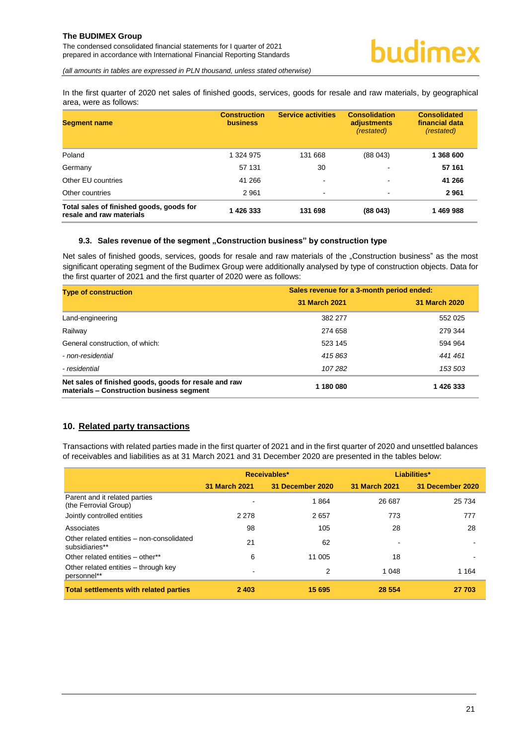In the first quarter of 2020 net sales of finished goods, services, goods for resale and raw materials, by geographical area, were as follows:

| Segment name | Construction business | Service activities | Consolidation adjustments *(restated)* | Consolidated financial data *(restated)* |
|---|---|---|---|---|
| Poland | 1 324 975 | 131 668 | (88 043) | **1 368 600** |
| Germany | 57 131 | 30 | - | **57 161** |
| Other EU countries | 41 266 | - | - | **41 266** |
| Other countries | 2 961 | - | - | **2 961** |
| **Total sales of finished goods, goods for resale and raw materials** | **1 426 333** | **131 698** | **(88 043)** | **1 469 988** |

### 9.3. Sales revenue of the segment „Construction business" by construction type

Net sales of finished goods, services, goods for resale and raw materials of the „Construction business" as the most significant operating segment of the Budimex Group were additionally analysed by type of construction objects. Data for the first quarter of 2021 and the first quarter of 2020 were as follows:

| Type of construction | Sales revenue for a 3-month period ended: | |
|---|---|---|
| | **31 March 2021** | **31 March 2020** |
| Land-engineering | 382 277 | 552 025 |
| Railway | 274 658 | 279 344 |
| General construction, of which: | 523 145 | 594 964 |
| *- non-residential* | *415 863* | *441 461* |
| *- residential* | *107 282* | *153 503* |
| **Net sales of finished goods, goods for resale and raw materials – Construction business segment** | **1 180 080** | **1 426 333** |

## 10. Related party transactions

Transactions with related parties made in the first quarter of 2021 and in the first quarter of 2020 and unsettled balances of receivables and liabilities as at 31 March 2021 and 31 December 2020 are presented in the tables below:

| | Receivables* | | Liabilities* | |
|---|---|---|---|---|
| | **31 March 2021** | **31 December 2020** | **31 March 2021** | **31 December 2020** |
| Parent and it related parties (the Ferrovial Group) | - | 1 864 | 26 687 | 25 734 |
| Jointly controlled entities | 2 278 | 2 657 | 773 | 777 |
| Associates | 98 | 105 | 28 | 28 |
| Other related entities – non-consolidated subsidiaries** | 21 | 62 | - | - |
| Other related entities – other** | 6 | 11 005 | 18 | - |
| Other related entities – through key personnel** | - | 2 | 1 048 | 1 164 |
| **Total settlements with related parties** | **2 403** | **15 695** | **28 554** | **27 703** |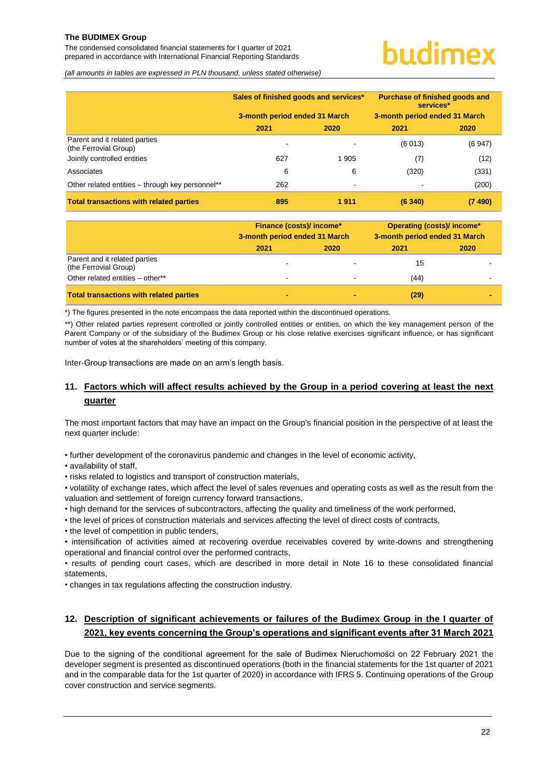| | Sales of finished goods and services* | | Purchase of finished goods and services* | |
|---|---|---|---|---|
| | 3-month period ended 31 March | | 3-month period ended 31 March | |
| | 2021 | 2020 | 2021 | 2020 |
| Parent and it related parties (the Ferrovial Group) | - | - | (6 013) | (6 947) |
| Jointly controlled entities | 627 | 1 905 | (7) | (12) |
| Associates | 6 | 6 | (320) | (331) |
| Other related entities – through key personnel** | 262 | - | - | (200) |
| **Total transactions with related parties** | **895** | **1 911** | **(6 340)** | **(7 490)** |

| | Finance (costs)/ income* | | Operating (costs)/ income* | |
|---|---|---|---|---|
| | 3-month period ended 31 March | | 3-month period ended 31 March | |
| | 2021 | 2020 | 2021 | 2020 |
| Parent and it related parties (the Ferrovial Group) | - | - | 15 | - |
| Other related entities – other** | - | - | (44) | - |
| **Total transactions with related parties** | **-** | **-** | **(29)** | **-** |

*) The figures presented in the note encompass the data reported within the discontinued operations.

**) Other related parties represent controlled or jointly controlled entities or entities, on which the key management person of the Parent Company or of the subsidiary of the Budimex Group or his close relative exercises significant influence, or has significant number of votes at the shareholders' meeting of this company.

Inter-Group transactions are made on an arm's length basis.

## 11. Factors which will affect results achieved by the Group in a period covering at least the next quarter

The most important factors that may have an impact on the Group's financial position in the perspective of at least the next quarter include:

- further development of the coronavirus pandemic and changes in the level of economic activity,
- availability of staff,
- risks related to logistics and transport of construction materials,
- volatility of exchange rates, which affect the level of sales revenues and operating costs as well as the result from the valuation and settlement of foreign currency forward transactions,
- high demand for the services of subcontractors, affecting the quality and timeliness of the work performed,
- the level of prices of construction materials and services affecting the level of direct costs of contracts,
- the level of competition in public tenders,
- intensification of activities aimed at recovering overdue receivables covered by write-downs and strengthening operational and financial control over the performed contracts,
- results of pending court cases, which are described in more detail in Note 16 to these consolidated financial statements,
- changes in tax regulations affecting the construction industry.

## 12. Description of significant achievements or failures of the Budimex Group in the I quarter of 2021, key events concerning the Group's operations and significant events after 31 March 2021

Due to the signing of the conditional agreement for the sale of Budimex Nieruchomości on 22 February 2021 the developer segment is presented as discontinued operations (both in the financial statements for the 1st quarter of 2021 and in the comparable data for the 1st quarter of 2020) in accordance with IFRS 5. Continuing operations of the Group cover construction and service segments.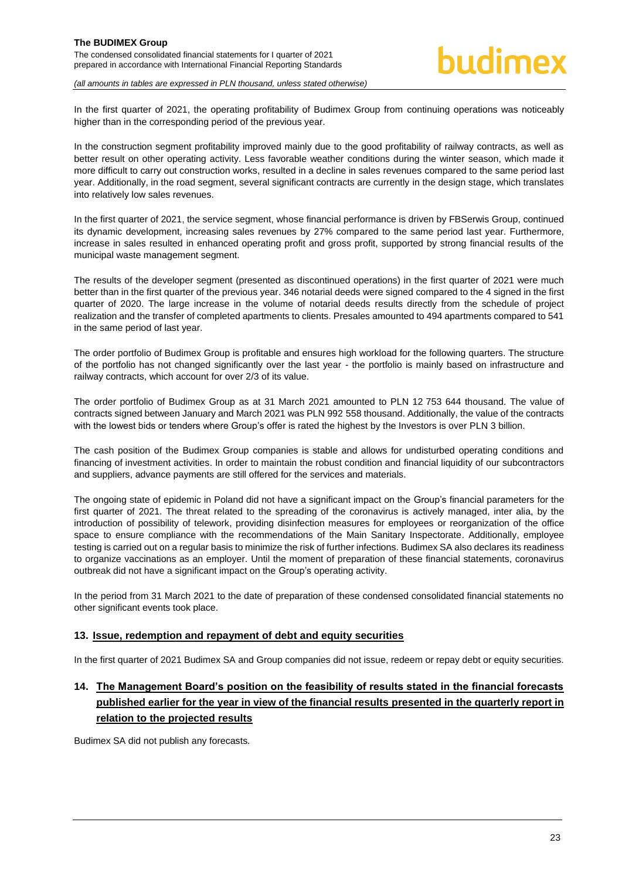In the first quarter of 2021, the operating profitability of Budimex Group from continuing operations was noticeably higher than in the corresponding period of the previous year.

In the construction segment profitability improved mainly due to the good profitability of railway contracts, as well as better result on other operating activity. Less favorable weather conditions during the winter season, which made it more difficult to carry out construction works, resulted in a decline in sales revenues compared to the same period last year. Additionally, in the road segment, several significant contracts are currently in the design stage, which translates into relatively low sales revenues.

In the first quarter of 2021, the service segment, whose financial performance is driven by FBSerwis Group, continued its dynamic development, increasing sales revenues by 27% compared to the same period last year. Furthermore, increase in sales resulted in enhanced operating profit and gross profit, supported by strong financial results of the municipal waste management segment.

The results of the developer segment (presented as discontinued operations) in the first quarter of 2021 were much better than in the first quarter of the previous year. 346 notarial deeds were signed compared to the 4 signed in the first quarter of 2020. The large increase in the volume of notarial deeds results directly from the schedule of project realization and the transfer of completed apartments to clients. Presales amounted to 494 apartments compared to 541 in the same period of last year.

The order portfolio of Budimex Group is profitable and ensures high workload for the following quarters. The structure of the portfolio has not changed significantly over the last year - the portfolio is mainly based on infrastructure and railway contracts, which account for over 2/3 of its value.

The order portfolio of Budimex Group as at 31 March 2021 amounted to PLN 12 753 644 thousand. The value of contracts signed between January and March 2021 was PLN 992 558 thousand. Additionally, the value of the contracts with the lowest bids or tenders where Group's offer is rated the highest by the Investors is over PLN 3 billion.

The cash position of the Budimex Group companies is stable and allows for undisturbed operating conditions and financing of investment activities. In order to maintain the robust condition and financial liquidity of our subcontractors and suppliers, advance payments are still offered for the services and materials.

The ongoing state of epidemic in Poland did not have a significant impact on the Group's financial parameters for the first quarter of 2021. The threat related to the spreading of the coronavirus is actively managed, inter alia, by the introduction of possibility of telework, providing disinfection measures for employees or reorganization of the office space to ensure compliance with the recommendations of the Main Sanitary Inspectorate. Additionally, employee testing is carried out on a regular basis to minimize the risk of further infections. Budimex SA also declares its readiness to organize vaccinations as an employer. Until the moment of preparation of these financial statements, coronavirus outbreak did not have a significant impact on the Group's operating activity.

In the period from 31 March 2021 to the date of preparation of these condensed consolidated financial statements no other significant events took place.

## 13. Issue, redemption and repayment of debt and equity securities

In the first quarter of 2021 Budimex SA and Group companies did not issue, redeem or repay debt or equity securities.

## 14. The Management Board's position on the feasibility of results stated in the financial forecasts published earlier for the year in view of the financial results presented in the quarterly report in relation to the projected results

Budimex SA did not publish any forecasts.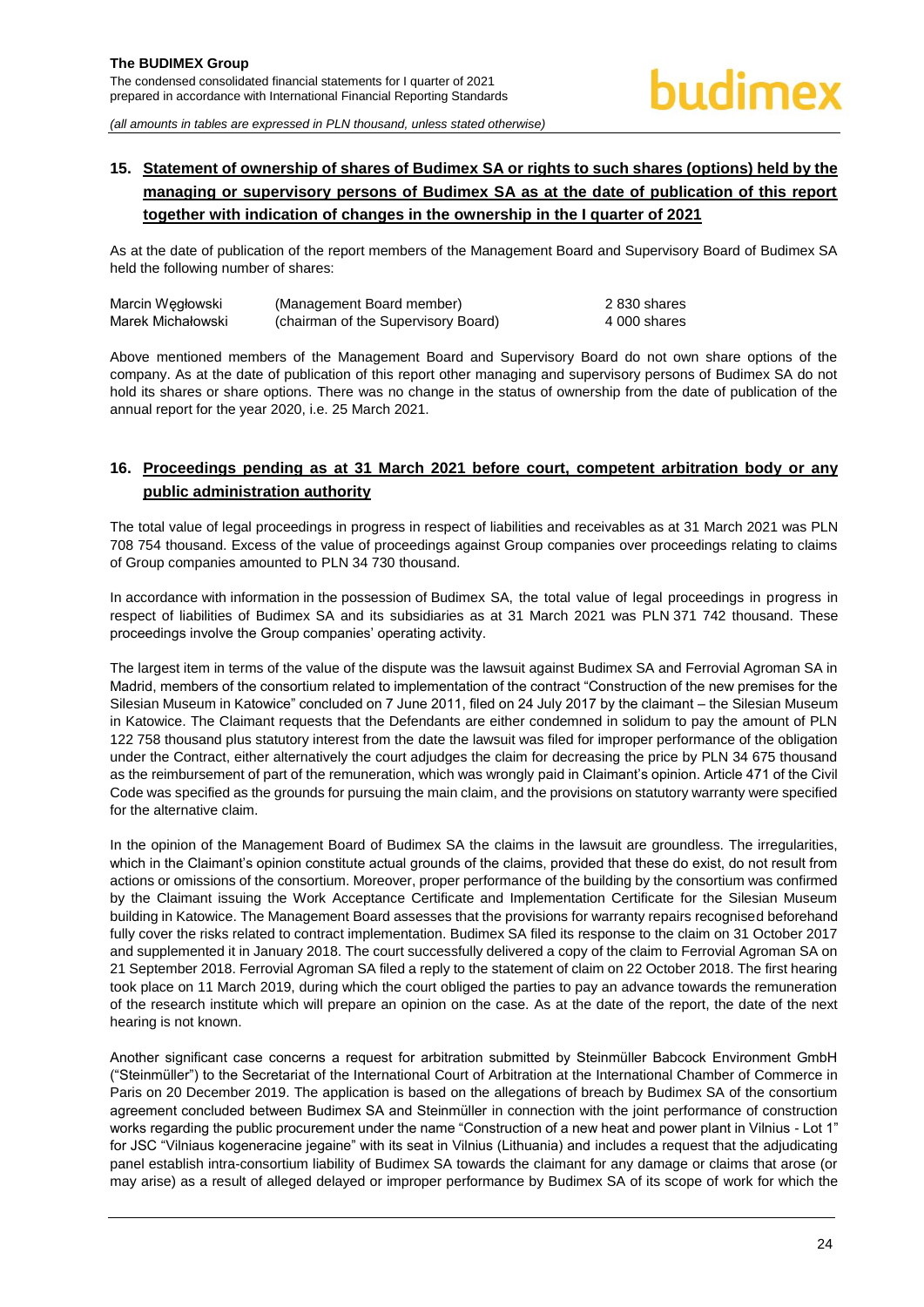## 15. Statement of ownership of shares of Budimex SA or rights to such shares (options) held by the managing or supervisory persons of Budimex SA as at the date of publication of this report together with indication of changes in the ownership in the I quarter of 2021

As at the date of publication of the report members of the Management Board and Supervisory Board of Budimex SA held the following number of shares:

| | | |
|---|---|---|
| Marcin Węgłowski | (Management Board member) | 2 830 shares |
| Marek Michałowski | (chairman of the Supervisory Board) | 4 000 shares |

Above mentioned members of the Management Board and Supervisory Board do not own share options of the company. As at the date of publication of this report other managing and supervisory persons of Budimex SA do not hold its shares or share options. There was no change in the status of ownership from the date of publication of the annual report for the year 2020, i.e. 25 March 2021.

## 16. Proceedings pending as at 31 March 2021 before court, competent arbitration body or any public administration authority

The total value of legal proceedings in progress in respect of liabilities and receivables as at 31 March 2021 was PLN 708 754 thousand. Excess of the value of proceedings against Group companies over proceedings relating to claims of Group companies amounted to PLN 34 730 thousand.

In accordance with information in the possession of Budimex SA, the total value of legal proceedings in progress in respect of liabilities of Budimex SA and its subsidiaries as at 31 March 2021 was PLN 371 742 thousand. These proceedings involve the Group companies' operating activity.

The largest item in terms of the value of the dispute was the lawsuit against Budimex SA and Ferrovial Agroman SA in Madrid, members of the consortium related to implementation of the contract "Construction of the new premises for the Silesian Museum in Katowice" concluded on 7 June 2011, filed on 24 July 2017 by the claimant – the Silesian Museum in Katowice. The Claimant requests that the Defendants are either condemned in solidum to pay the amount of PLN 122 758 thousand plus statutory interest from the date the lawsuit was filed for improper performance of the obligation under the Contract, either alternatively the court adjudges the claim for decreasing the price by PLN 34 675 thousand as the reimbursement of part of the remuneration, which was wrongly paid in Claimant's opinion. Article 471 of the Civil Code was specified as the grounds for pursuing the main claim, and the provisions on statutory warranty were specified for the alternative claim.

In the opinion of the Management Board of Budimex SA the claims in the lawsuit are groundless. The irregularities, which in the Claimant's opinion constitute actual grounds of the claims, provided that these do exist, do not result from actions or omissions of the consortium. Moreover, proper performance of the building by the consortium was confirmed by the Claimant issuing the Work Acceptance Certificate and Implementation Certificate for the Silesian Museum building in Katowice. The Management Board assesses that the provisions for warranty repairs recognised beforehand fully cover the risks related to contract implementation. Budimex SA filed its response to the claim on 31 October 2017 and supplemented it in January 2018. The court successfully delivered a copy of the claim to Ferrovial Agroman SA on 21 September 2018. Ferrovial Agroman SA filed a reply to the statement of claim on 22 October 2018. The first hearing took place on 11 March 2019, during which the court obliged the parties to pay an advance towards the remuneration of the research institute which will prepare an opinion on the case. As at the date of the report, the date of the next hearing is not known.

Another significant case concerns a request for arbitration submitted by Steinmüller Babcock Environment GmbH ("Steinmüller") to the Secretariat of the International Court of Arbitration at the International Chamber of Commerce in Paris on 20 December 2019. The application is based on the allegations of breach by Budimex SA of the consortium agreement concluded between Budimex SA and Steinmüller in connection with the joint performance of construction works regarding the public procurement under the name "Construction of a new heat and power plant in Vilnius - Lot 1" for JSC "Vilniaus kogeneracine jegaine" with its seat in Vilnius (Lithuania) and includes a request that the adjudicating panel establish intra-consortium liability of Budimex SA towards the claimant for any damage or claims that arose (or may arise) as a result of alleged delayed or improper performance by Budimex SA of its scope of work for which the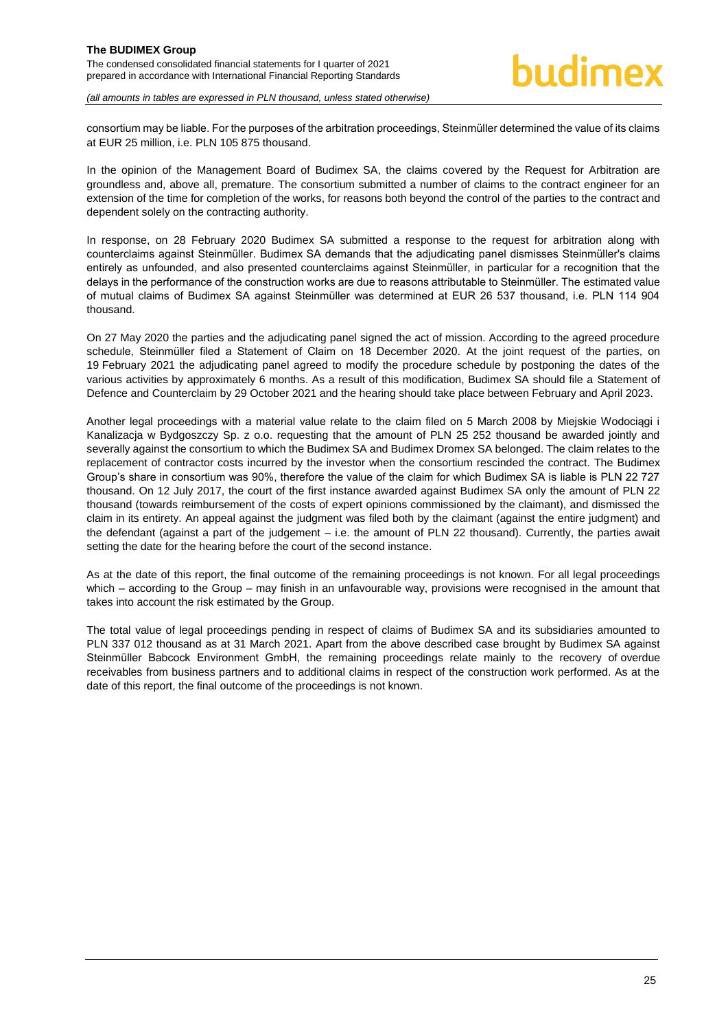consortium may be liable. For the purposes of the arbitration proceedings, Steinmüller determined the value of its claims at EUR 25 million, i.e. PLN 105 875 thousand.

In the opinion of the Management Board of Budimex SA, the claims covered by the Request for Arbitration are groundless and, above all, premature. The consortium submitted a number of claims to the contract engineer for an extension of the time for completion of the works, for reasons both beyond the control of the parties to the contract and dependent solely on the contracting authority.

In response, on 28 February 2020 Budimex SA submitted a response to the request for arbitration along with counterclaims against Steinmüller. Budimex SA demands that the adjudicating panel dismisses Steinmüller's claims entirely as unfounded, and also presented counterclaims against Steinmüller, in particular for a recognition that the delays in the performance of the construction works are due to reasons attributable to Steinmüller. The estimated value of mutual claims of Budimex SA against Steinmüller was determined at EUR 26 537 thousand, i.e. PLN 114 904 thousand.

On 27 May 2020 the parties and the adjudicating panel signed the act of mission. According to the agreed procedure schedule, Steinmüller filed a Statement of Claim on 18 December 2020. At the joint request of the parties, on 19 February 2021 the adjudicating panel agreed to modify the procedure schedule by postponing the dates of the various activities by approximately 6 months. As a result of this modification, Budimex SA should file a Statement of Defence and Counterclaim by 29 October 2021 and the hearing should take place between February and April 2023.

Another legal proceedings with a material value relate to the claim filed on 5 March 2008 by Miejskie Wodociągi i Kanalizacja w Bydgoszczy Sp. z o.o. requesting that the amount of PLN 25 252 thousand be awarded jointly and severally against the consortium to which the Budimex SA and Budimex Dromex SA belonged. The claim relates to the replacement of contractor costs incurred by the investor when the consortium rescinded the contract. The Budimex Group's share in consortium was 90%, therefore the value of the claim for which Budimex SA is liable is PLN 22 727 thousand. On 12 July 2017, the court of the first instance awarded against Budimex SA only the amount of PLN 22 thousand (towards reimbursement of the costs of expert opinions commissioned by the claimant), and dismissed the claim in its entirety. An appeal against the judgment was filed both by the claimant (against the entire judgment) and the defendant (against a part of the judgement – i.e. the amount of PLN 22 thousand). Currently, the parties await setting the date for the hearing before the court of the second instance.

As at the date of this report, the final outcome of the remaining proceedings is not known. For all legal proceedings which – according to the Group – may finish in an unfavourable way, provisions were recognised in the amount that takes into account the risk estimated by the Group.

The total value of legal proceedings pending in respect of claims of Budimex SA and its subsidiaries amounted to PLN 337 012 thousand as at 31 March 2021. Apart from the above described case brought by Budimex SA against Steinmüller Babcock Environment GmbH, the remaining proceedings relate mainly to the recovery of overdue receivables from business partners and to additional claims in respect of the construction work performed. As at the date of this report, the final outcome of the proceedings is not known.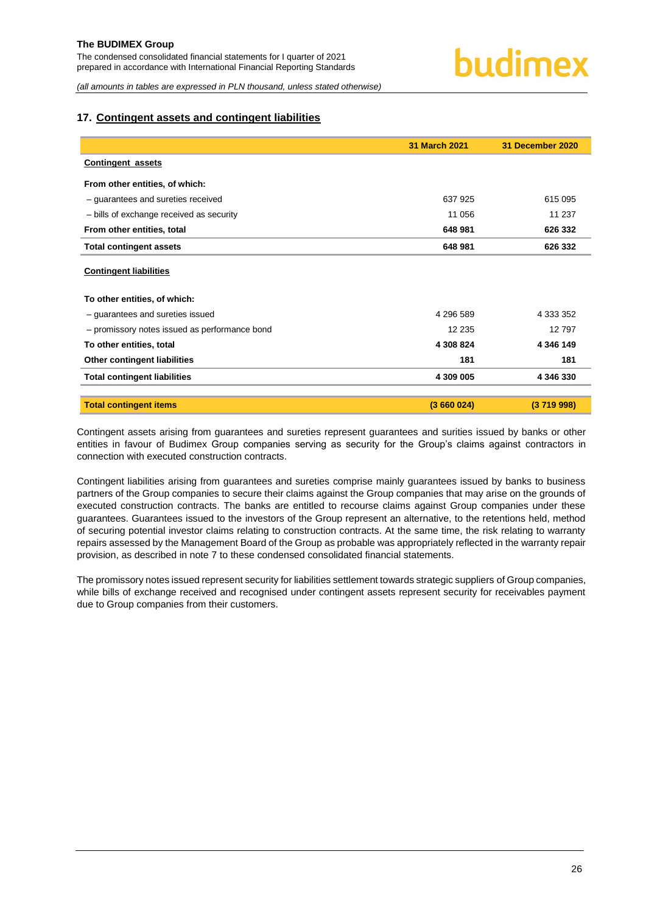## 17. Contingent assets and contingent liabilities

| | 31 March 2021 | 31 December 2020 |
|---|---|---|
| **Contingent assets** | | |
| **From other entities, of which:** | | |
| – guarantees and sureties received | 637 925 | 615 095 |
| – bills of exchange received as security | 11 056 | 11 237 |
| **From other entities, total** | **648 981** | **626 332** |
| **Total contingent assets** | **648 981** | **626 332** |
| **Contingent liabilities** | | |
| **To other entities, of which:** | | |
| – guarantees and sureties issued | 4 296 589 | 4 333 352 |
| – promissory notes issued as performance bond | 12 235 | 12 797 |
| **To other entities, total** | **4 308 824** | **4 346 149** |
| **Other contingent liabilities** | **181** | **181** |
| **Total contingent liabilities** | **4 309 005** | **4 346 330** |
| **Total contingent items** | **(3 660 024)** | **(3 719 998)** |

Contingent assets arising from guarantees and sureties represent guarantees and surities issued by banks or other entities in favour of Budimex Group companies serving as security for the Group's claims against contractors in connection with executed construction contracts.

Contingent liabilities arising from guarantees and sureties comprise mainly guarantees issued by banks to business partners of the Group companies to secure their claims against the Group companies that may arise on the grounds of executed construction contracts. The banks are entitled to recourse claims against Group companies under these guarantees. Guarantees issued to the investors of the Group represent an alternative, to the retentions held, method of securing potential investor claims relating to construction contracts. At the same time, the risk relating to warranty repairs assessed by the Management Board of the Group as probable was appropriately reflected in the warranty repair provision, as described in note 7 to these condensed consolidated financial statements.

The promissory notes issued represent security for liabilities settlement towards strategic suppliers of Group companies, while bills of exchange received and recognised under contingent assets represent security for receivables payment due to Group companies from their customers.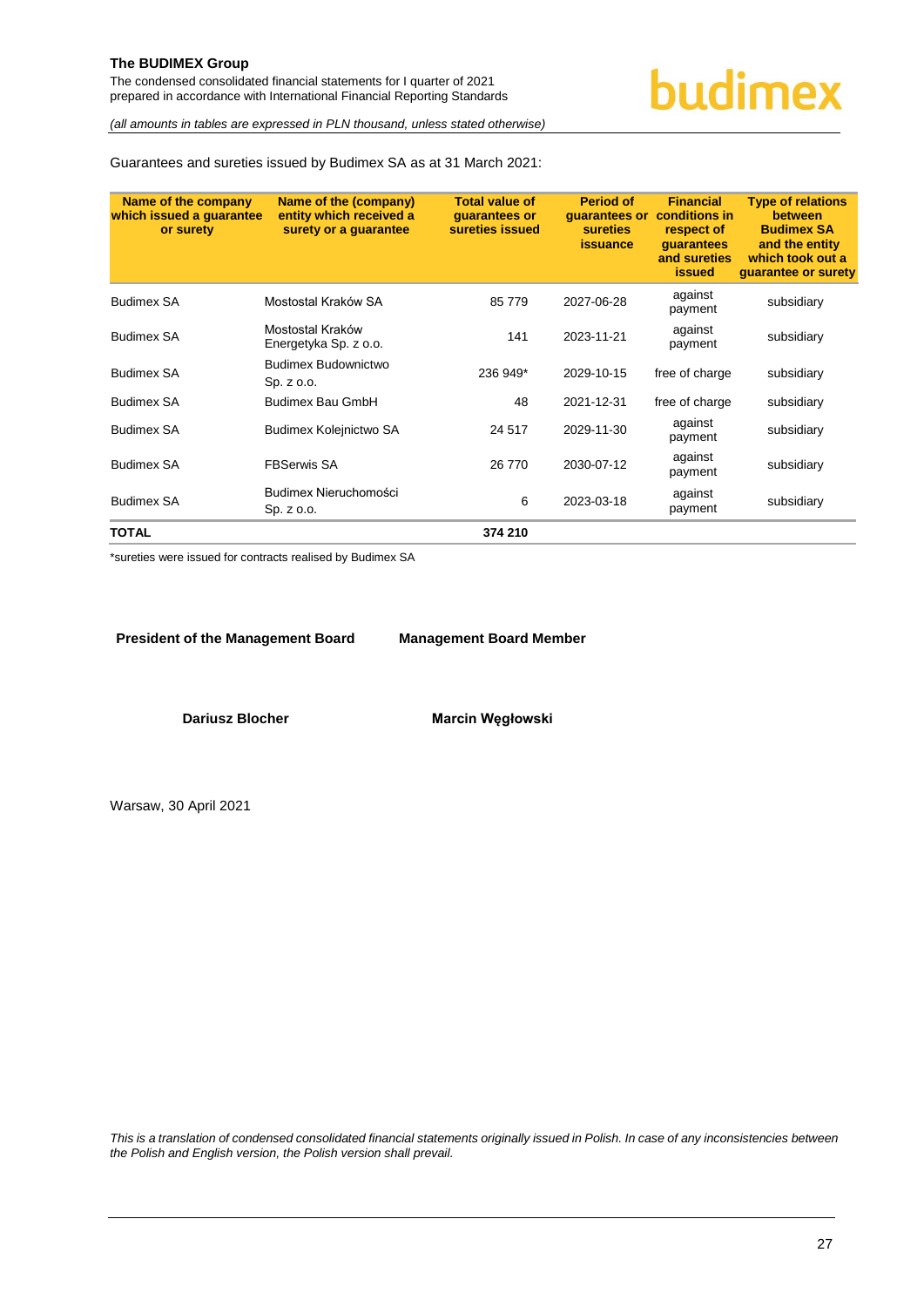Guarantees and sureties issued by Budimex SA as at 31 March 2021:

| Name of the company which issued a guarantee or surety | Name of the (company) entity which received a surety or a guarantee | Total value of guarantees or sureties issued | Period of guarantees or sureties issuance | Financial conditions in respect of guarantees and sureties issued | Type of relations between Budimex SA and the entity which took out a guarantee or surety |
|---|---|---|---|---|---|
| Budimex SA | Mostostal Kraków SA | 85 779 | 2027-06-28 | against payment | subsidiary |
| Budimex SA | Mostostal Kraków Energetyka Sp. z o.o. | 141 | 2023-11-21 | against payment | subsidiary |
| Budimex SA | Budimex Budownictwo Sp. z o.o. | 236 949* | 2029-10-15 | free of charge | subsidiary |
| Budimex SA | Budimex Bau GmbH | 48 | 2021-12-31 | free of charge | subsidiary |
| Budimex SA | Budimex Kolejnictwo SA | 24 517 | 2029-11-30 | against payment | subsidiary |
| Budimex SA | FBSerwis SA | 26 770 | 2030-07-12 | against payment | subsidiary |
| Budimex SA | Budimex Nieruchomości Sp. z o.o. | 6 | 2023-03-18 | against payment | subsidiary |
| **TOTAL** | | **374 210** | | | |

*sureties were issued for contracts realised by Budimex SA

**President of the Management Board** | **Management Board Member**

**Dariusz Blocher** | **Marcin Węgłowski**

Warsaw, 30 April 2021

*This is a translation of condensed consolidated financial statements originally issued in Polish. In case of any inconsistencies between the Polish and English version, the Polish version shall prevail.*